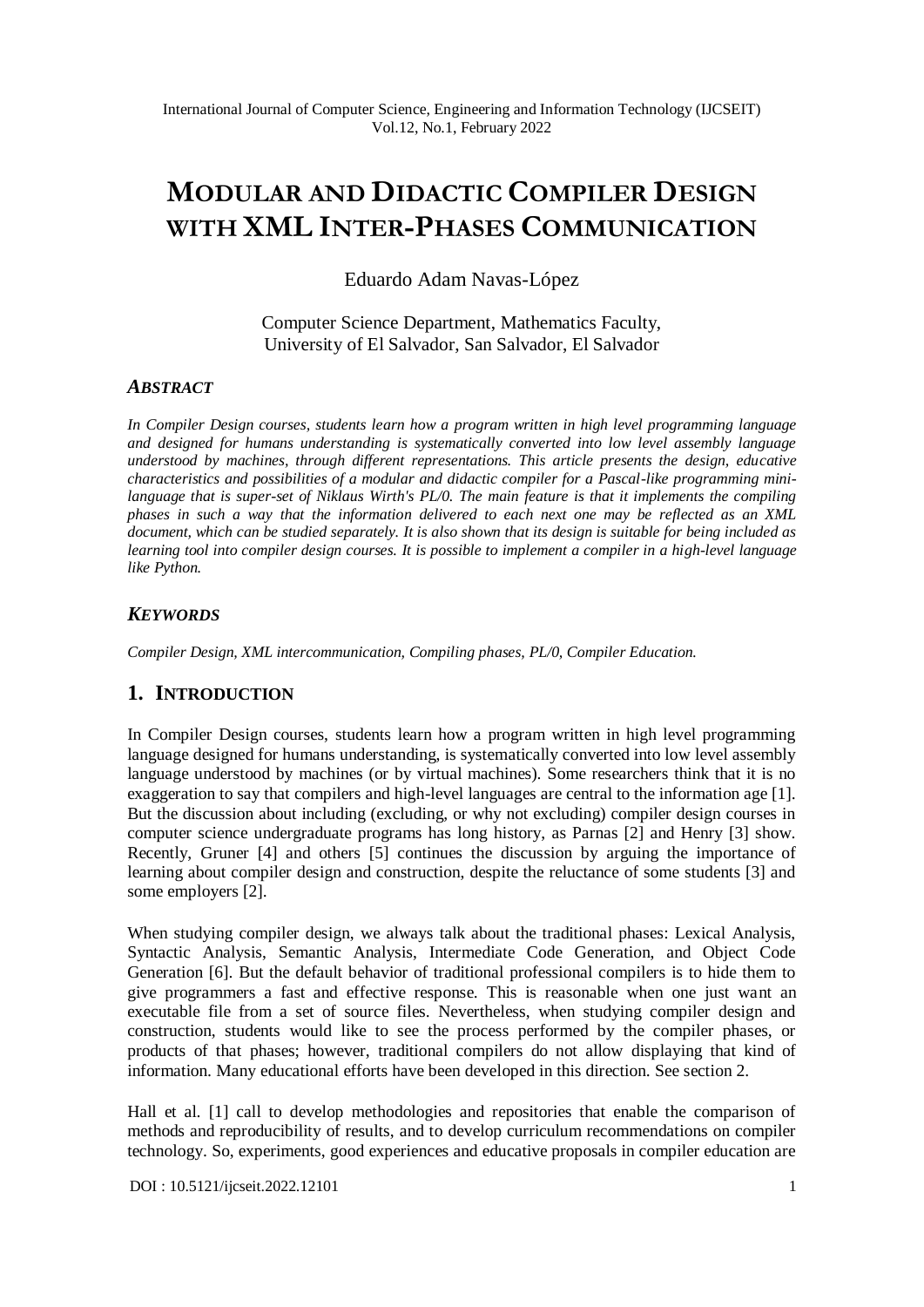# MODULAR AND DIDACTIC COMPILER DESIGN WITH XML INTER-PHASES COMMUNICATION

Eduardo Adam Navas-López

Computer Science Department, Mathematics Faculty,
University of El Salvador, San Salvador, El Salvador

## *ABSTRACT*

*In Compiler Design courses, students learn how a program written in high level programming language and designed for humans understanding is systematically converted into low level assembly language understood by machines, through different representations. This article presents the design, educative characteristics and possibilities of a modular and didactic compiler for a Pascal-like programming mini-language that is super-set of Niklaus Wirth's PL/0. The main feature is that it implements the compiling phases in such a way that the information delivered to each next one may be reflected as an XML document, which can be studied separately. It is also shown that its design is suitable for being included as learning tool into compiler design courses. It is possible to implement a compiler in a high-level language like Python.*

## *KEYWORDS*

*Compiler Design, XML intercommunication, Compiling phases, PL/0, Compiler Education.*

## 1. INTRODUCTION

In Compiler Design courses, students learn how a program written in high level programming language designed for humans understanding, is systematically converted into low level assembly language understood by machines (or by virtual machines). Some researchers think that it is no exaggeration to say that compilers and high-level languages are central to the information age [1]. But the discussion about including (excluding, or why not excluding) compiler design courses in computer science undergraduate programs has long history, as Parnas [2] and Henry [3] show. Recently, Gruner [4] and others [5] continues the discussion by arguing the importance of learning about compiler design and construction, despite the reluctance of some students [3] and some employers [2].

When studying compiler design, we always talk about the traditional phases: Lexical Analysis, Syntactic Analysis, Semantic Analysis, Intermediate Code Generation, and Object Code Generation [6]. But the default behavior of traditional professional compilers is to hide them to give programmers a fast and effective response. This is reasonable when one just want an executable file from a set of source files. Nevertheless, when studying compiler design and construction, students would like to see the process performed by the compiler phases, or products of that phases; however, traditional compilers do not allow displaying that kind of information. Many educational efforts have been developed in this direction. See section 2.

Hall et al. [1] call to develop methodologies and repositories that enable the comparison of methods and reproducibility of results, and to develop curriculum recommendations on compiler technology. So, experiments, good experiences and educative proposals in compiler education are

DOI : 10.5121/ijcseit.2022.12101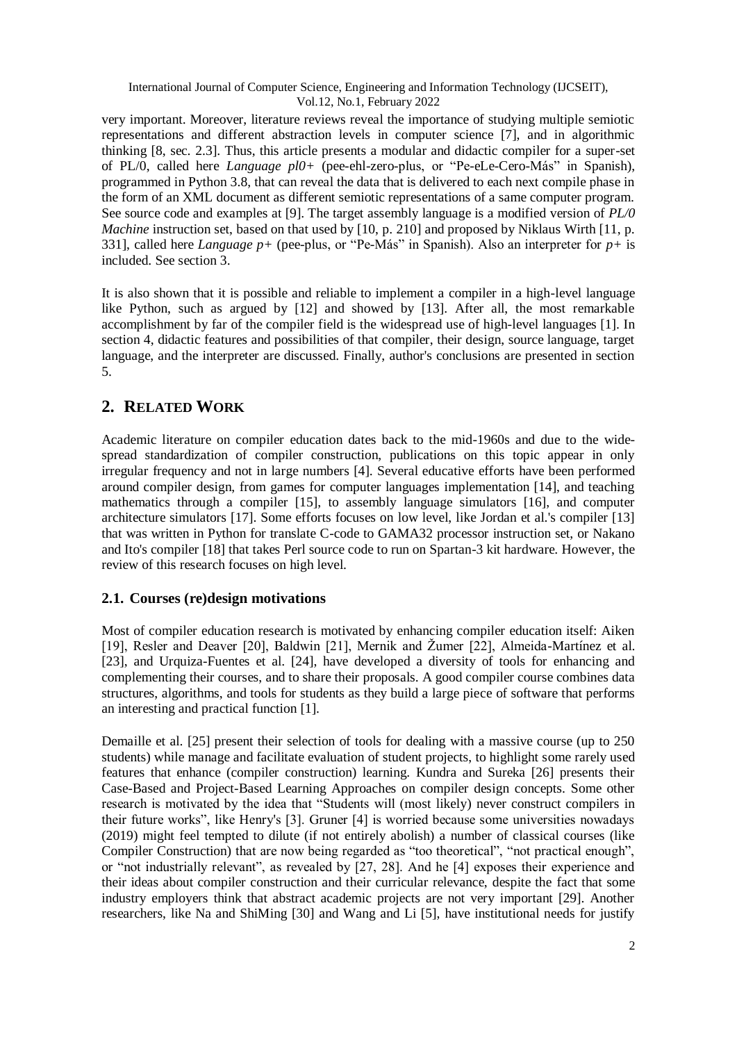very important. Moreover, literature reviews reveal the importance of studying multiple semiotic representations and different abstraction levels in computer science [7], and in algorithmic thinking [8, sec. 2.3]. Thus, this article presents a modular and didactic compiler for a super-set of PL/0, called here *Language pl0+* (pee-ehl-zero-plus, or "Pe-eLe-Cero-Más" in Spanish), programmed in Python 3.8, that can reveal the data that is delivered to each next compile phase in the form of an XML document as different semiotic representations of a same computer program. See source code and examples at [9]. The target assembly language is a modified version of *PL/0 Machine* instruction set, based on that used by [10, p. 210] and proposed by Niklaus Wirth [11, p. 331], called here *Language p+* (pee-plus, or "Pe-Más" in Spanish). Also an interpreter for *p+* is included. See section 3.

It is also shown that it is possible and reliable to implement a compiler in a high-level language like Python, such as argued by [12] and showed by [13]. After all, the most remarkable accomplishment by far of the compiler field is the widespread use of high-level languages [1]. In section 4, didactic features and possibilities of that compiler, their design, source language, target language, and the interpreter are discussed. Finally, author's conclusions are presented in section 5.

## 2. Related Work

Academic literature on compiler education dates back to the mid-1960s and due to the wide-spread standardization of compiler construction, publications on this topic appear in only irregular frequency and not in large numbers [4]. Several educative efforts have been performed around compiler design, from games for computer languages implementation [14], and teaching mathematics through a compiler [15], to assembly language simulators [16], and computer architecture simulators [17]. Some efforts focuses on low level, like Jordan et al.'s compiler [13] that was written in Python for translate C-code to GAMA32 processor instruction set, or Nakano and Ito's compiler [18] that takes Perl source code to run on Spartan-3 kit hardware. However, the review of this research focuses on high level.

### 2.1. Courses (re)design motivations

Most of compiler education research is motivated by enhancing compiler education itself: Aiken [19], Resler and Deaver [20], Baldwin [21], Mernik and Žumer [22], Almeida-Martínez et al. [23], and Urquiza-Fuentes et al. [24], have developed a diversity of tools for enhancing and complementing their courses, and to share their proposals. A good compiler course combines data structures, algorithms, and tools for students as they build a large piece of software that performs an interesting and practical function [1].

Demaille et al. [25] present their selection of tools for dealing with a massive course (up to 250 students) while manage and facilitate evaluation of student projects, to highlight some rarely used features that enhance (compiler construction) learning. Kundra and Sureka [26] presents their Case-Based and Project-Based Learning Approaches on compiler design concepts. Some other research is motivated by the idea that "Students will (most likely) never construct compilers in their future works", like Henry's [3]. Gruner [4] is worried because some universities nowadays (2019) might feel tempted to dilute (if not entirely abolish) a number of classical courses (like Compiler Construction) that are now being regarded as "too theoretical", "not practical enough", or "not industrially relevant", as revealed by [27, 28]. And he [4] exposes their experience and their ideas about compiler construction and their curricular relevance, despite the fact that some industry employers think that abstract academic projects are not very important [29]. Another researchers, like Na and ShiMing [30] and Wang and Li [5], have institutional needs for justify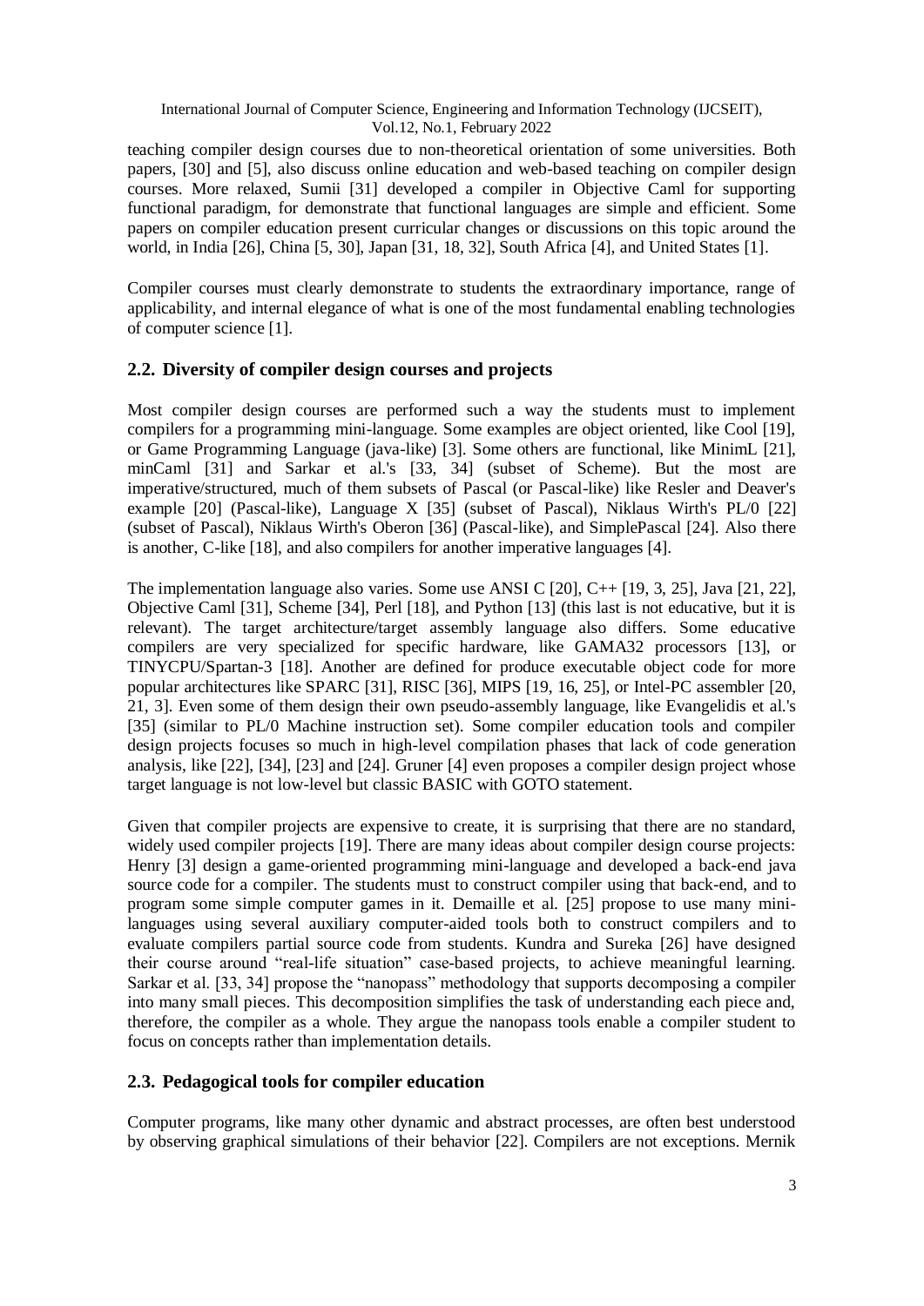teaching compiler design courses due to non-theoretical orientation of some universities. Both papers, [30] and [5], also discuss online education and web-based teaching on compiler design courses. More relaxed, Sumii [31] developed a compiler in Objective Caml for supporting functional paradigm, for demonstrate that functional languages are simple and efficient. Some papers on compiler education present curricular changes or discussions on this topic around the world, in India [26], China [5, 30], Japan [31, 18, 32], South Africa [4], and United States [1].

Compiler courses must clearly demonstrate to students the extraordinary importance, range of applicability, and internal elegance of what is one of the most fundamental enabling technologies of computer science [1].

## 2.2. Diversity of compiler design courses and projects

Most compiler design courses are performed such a way the students must to implement compilers for a programming mini-language. Some examples are object oriented, like Cool [19], or Game Programming Language (java-like) [3]. Some others are functional, like MinimL [21], minCaml [31] and Sarkar et al.'s [33, 34] (subset of Scheme). But the most are imperative/structured, much of them subsets of Pascal (or Pascal-like) like Resler and Deaver's example [20] (Pascal-like), Language X [35] (subset of Pascal), Niklaus Wirth's PL/0 [22] (subset of Pascal), Niklaus Wirth's Oberon [36] (Pascal-like), and SimplePascal [24]. Also there is another, C-like [18], and also compilers for another imperative languages [4].

The implementation language also varies. Some use ANSI C [20], C++ [19, 3, 25], Java [21, 22], Objective Caml [31], Scheme [34], Perl [18], and Python [13] (this last is not educative, but it is relevant). The target architecture/target assembly language also differs. Some educative compilers are very specialized for specific hardware, like GAMA32 processors [13], or TINYCPU/Spartan-3 [18]. Another are defined for produce executable object code for more popular architectures like SPARC [31], RISC [36], MIPS [19, 16, 25], or Intel-PC assembler [20, 21, 3]. Even some of them design their own pseudo-assembly language, like Evangelidis et al.'s [35] (similar to PL/0 Machine instruction set). Some compiler education tools and compiler design projects focuses so much in high-level compilation phases that lack of code generation analysis, like [22], [34], [23] and [24]. Gruner [4] even proposes a compiler design project whose target language is not low-level but classic BASIC with GOTO statement.

Given that compiler projects are expensive to create, it is surprising that there are no standard, widely used compiler projects [19]. There are many ideas about compiler design course projects: Henry [3] design a game-oriented programming mini-language and developed a back-end java source code for a compiler. The students must to construct compiler using that back-end, and to program some simple computer games in it. Demaille et al. [25] propose to use many mini-languages using several auxiliary computer-aided tools both to construct compilers and to evaluate compilers partial source code from students. Kundra and Sureka [26] have designed their course around "real-life situation" case-based projects, to achieve meaningful learning. Sarkar et al. [33, 34] propose the "nanopass" methodology that supports decomposing a compiler into many small pieces. This decomposition simplifies the task of understanding each piece and, therefore, the compiler as a whole. They argue the nanopass tools enable a compiler student to focus on concepts rather than implementation details.

## 2.3. Pedagogical tools for compiler education

Computer programs, like many other dynamic and abstract processes, are often best understood by observing graphical simulations of their behavior [22]. Compilers are not exceptions. Mernik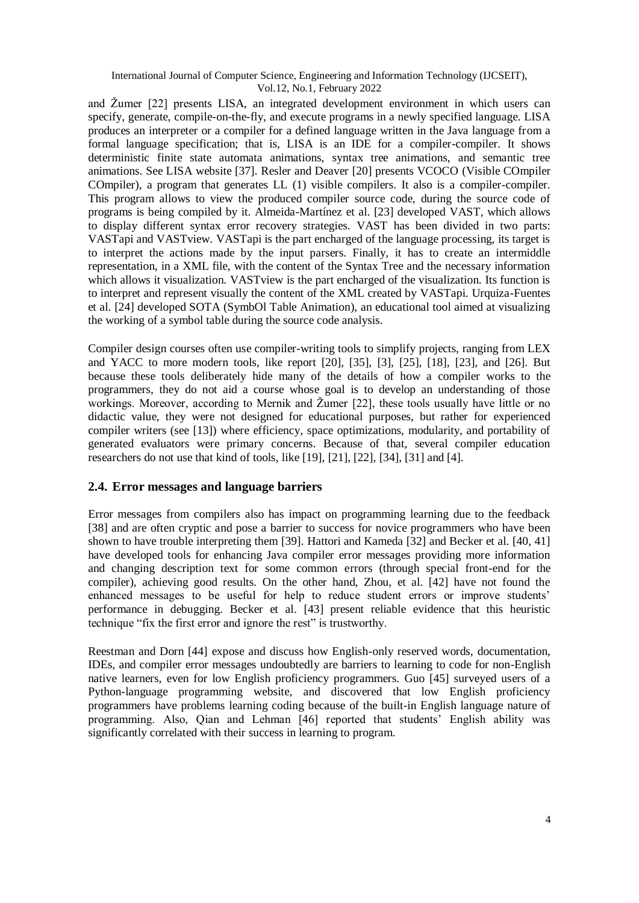and Žumer [22] presents LISA, an integrated development environment in which users can specify, generate, compile-on-the-fly, and execute programs in a newly specified language. LISA produces an interpreter or a compiler for a defined language written in the Java language from a formal language specification; that is, LISA is an IDE for a compiler-compiler. It shows deterministic finite state automata animations, syntax tree animations, and semantic tree animations. See LISA website [37]. Resler and Deaver [20] presents VCOCO (Visible COmpiler COmpiler), a program that generates LL (1) visible compilers. It also is a compiler-compiler. This program allows to view the produced compiler source code, during the source code of programs is being compiled by it. Almeida-Martínez et al. [23] developed VAST, which allows to display different syntax error recovery strategies. VAST has been divided in two parts: VASTapi and VASTview. VASTapi is the part encharged of the language processing, its target is to interpret the actions made by the input parsers. Finally, it has to create an intermiddle representation, in a XML file, with the content of the Syntax Tree and the necessary information which allows it visualization. VASTview is the part encharged of the visualization. Its function is to interpret and represent visually the content of the XML created by VASTapi. Urquiza-Fuentes et al. [24] developed SOTA (SymbOl Table Animation), an educational tool aimed at visualizing the working of a symbol table during the source code analysis.

Compiler design courses often use compiler-writing tools to simplify projects, ranging from LEX and YACC to more modern tools, like report [20], [35], [3], [25], [18], [23], and [26]. But because these tools deliberately hide many of the details of how a compiler works to the programmers, they do not aid a course whose goal is to develop an understanding of those workings. Moreover, according to Mernik and Žumer [22], these tools usually have little or no didactic value, they were not designed for educational purposes, but rather for experienced compiler writers (see [13]) where efficiency, space optimizations, modularity, and portability of generated evaluators were primary concerns. Because of that, several compiler education researchers do not use that kind of tools, like [19], [21], [22], [34], [31] and [4].

### 2.4. Error messages and language barriers

Error messages from compilers also has impact on programming learning due to the feedback [38] and are often cryptic and pose a barrier to success for novice programmers who have been shown to have trouble interpreting them [39]. Hattori and Kameda [32] and Becker et al. [40, 41] have developed tools for enhancing Java compiler error messages providing more information and changing description text for some common errors (through special front-end for the compiler), achieving good results. On the other hand, Zhou, et al. [42] have not found the enhanced messages to be useful for help to reduce student errors or improve students' performance in debugging. Becker et al. [43] present reliable evidence that this heuristic technique "fix the first error and ignore the rest" is trustworthy.

Reestman and Dorn [44] expose and discuss how English-only reserved words, documentation, IDEs, and compiler error messages undoubtedly are barriers to learning to code for non-English native learners, even for low English proficiency programmers. Guo [45] surveyed users of a Python-language programming website, and discovered that low English proficiency programmers have problems learning coding because of the built-in English language nature of programming. Also, Qian and Lehman [46] reported that students' English ability was significantly correlated with their success in learning to program.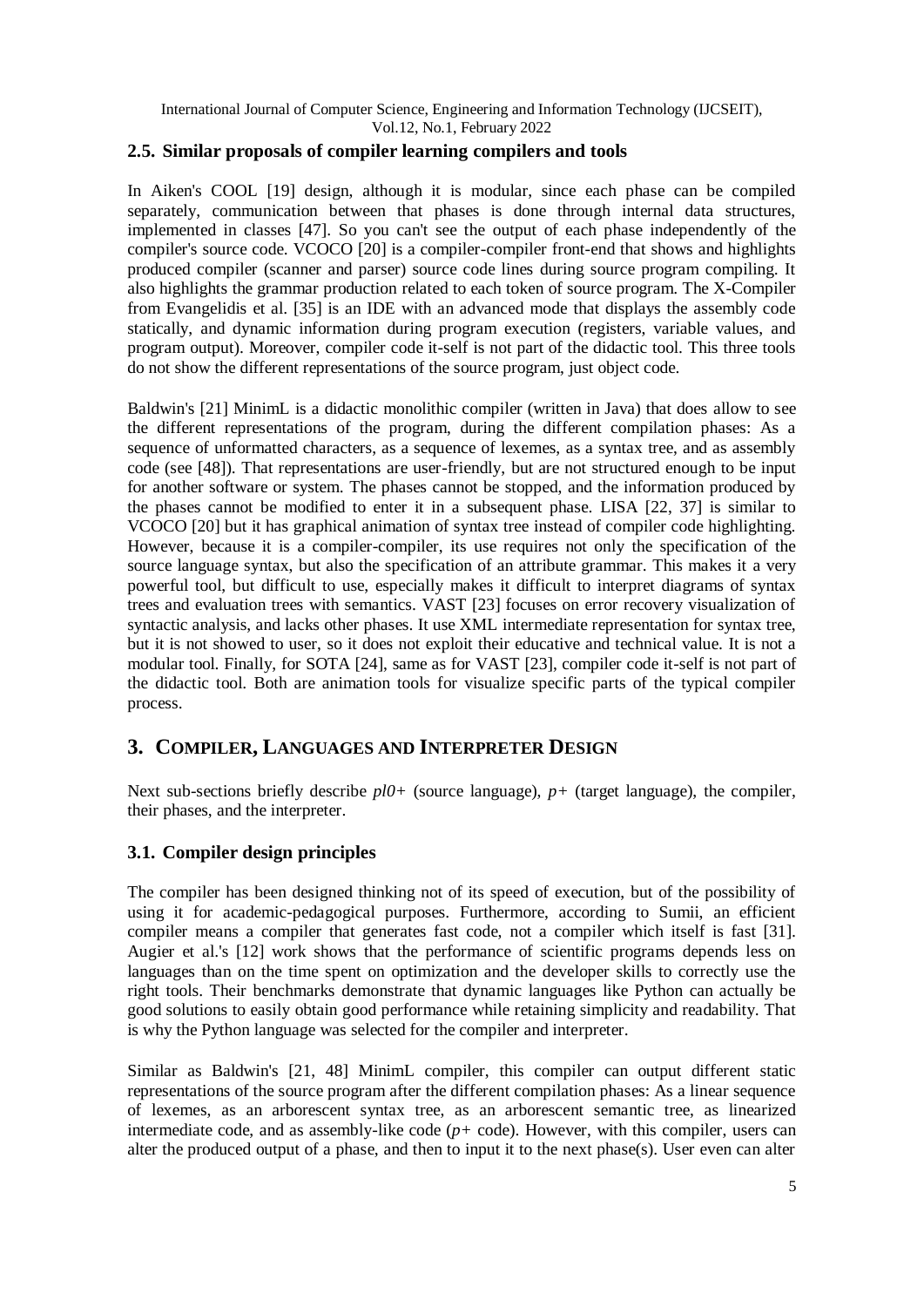### 2.5. Similar proposals of compiler learning compilers and tools

In Aiken's COOL [19] design, although it is modular, since each phase can be compiled separately, communication between that phases is done through internal data structures, implemented in classes [47]. So you can't see the output of each phase independently of the compiler's source code. VCOCO [20] is a compiler-compiler front-end that shows and highlights produced compiler (scanner and parser) source code lines during source program compiling. It also highlights the grammar production related to each token of source program. The X-Compiler from Evangelidis et al. [35] is an IDE with an advanced mode that displays the assembly code statically, and dynamic information during program execution (registers, variable values, and program output). Moreover, compiler code it-self is not part of the didactic tool. This three tools do not show the different representations of the source program, just object code.

Baldwin's [21] MinimL is a didactic monolithic compiler (written in Java) that does allow to see the different representations of the program, during the different compilation phases: As a sequence of unformatted characters, as a sequence of lexemes, as a syntax tree, and as assembly code (see [48]). That representations are user-friendly, but are not structured enough to be input for another software or system. The phases cannot be stopped, and the information produced by the phases cannot be modified to enter it in a subsequent phase. LISA [22, 37] is similar to VCOCO [20] but it has graphical animation of syntax tree instead of compiler code highlighting. However, because it is a compiler-compiler, its use requires not only the specification of the source language syntax, but also the specification of an attribute grammar. This makes it a very powerful tool, but difficult to use, especially makes it difficult to interpret diagrams of syntax trees and evaluation trees with semantics. VAST [23] focuses on error recovery visualization of syntactic analysis, and lacks other phases. It use XML intermediate representation for syntax tree, but it is not showed to user, so it does not exploit their educative and technical value. It is not a modular tool. Finally, for SOTA [24], same as for VAST [23], compiler code it-self is not part of the didactic tool. Both are animation tools for visualize specific parts of the typical compiler process.

## 3. Compiler, Languages and Interpreter Design

Next sub-sections briefly describe *pl0+* (source language), *p+* (target language), the compiler, their phases, and the interpreter.

### 3.1. Compiler design principles

The compiler has been designed thinking not of its speed of execution, but of the possibility of using it for academic-pedagogical purposes. Furthermore, according to Sumii, an efficient compiler means a compiler that generates fast code, not a compiler which itself is fast [31]. Augier et al.'s [12] work shows that the performance of scientific programs depends less on languages than on the time spent on optimization and the developer skills to correctly use the right tools. Their benchmarks demonstrate that dynamic languages like Python can actually be good solutions to easily obtain good performance while retaining simplicity and readability. That is why the Python language was selected for the compiler and interpreter.

Similar as Baldwin's [21, 48] MinimL compiler, this compiler can output different static representations of the source program after the different compilation phases: As a linear sequence of lexemes, as an arborescent syntax tree, as an arborescent semantic tree, as linearized intermediate code, and as assembly-like code (*p+* code). However, with this compiler, users can alter the produced output of a phase, and then to input it to the next phase(s). User even can alter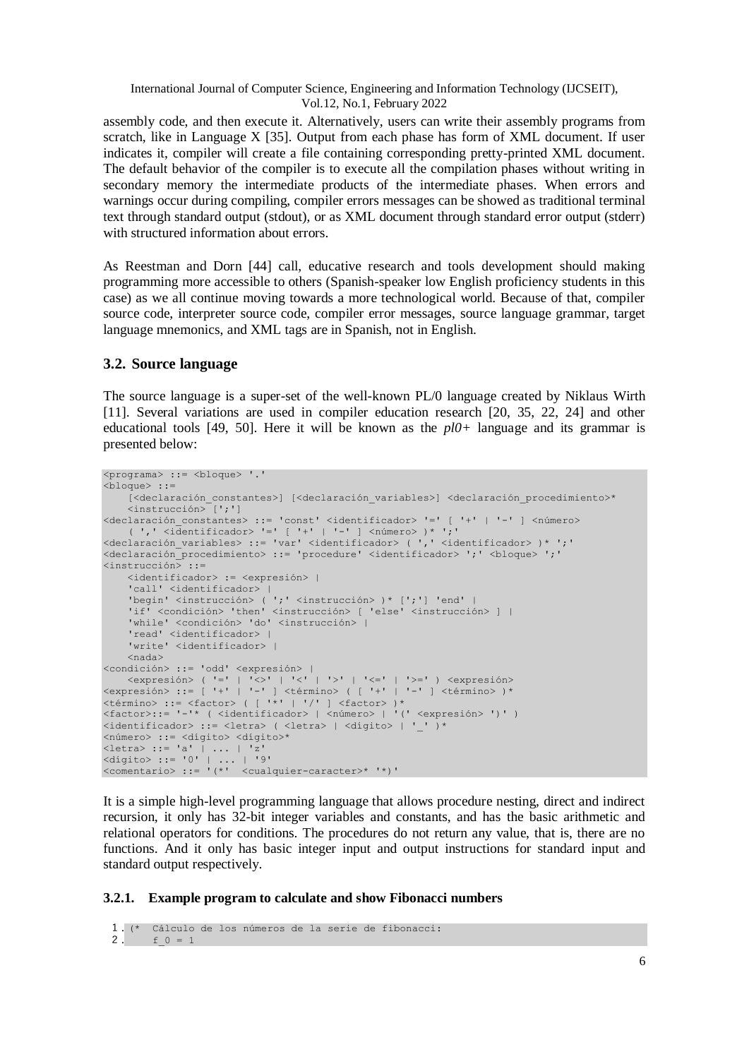assembly code, and then execute it. Alternatively, users can write their assembly programs from scratch, like in Language X [35]. Output from each phase has form of XML document. If user indicates it, compiler will create a file containing corresponding pretty-printed XML document. The default behavior of the compiler is to execute all the compilation phases without writing in secondary memory the intermediate products of the intermediate phases. When errors and warnings occur during compiling, compiler errors messages can be showed as traditional terminal text through standard output (stdout), or as XML document through standard error output (stderr) with structured information about errors.

As Reestman and Dorn [44] call, educative research and tools development should making programming more accessible to others (Spanish-speaker low English proficiency students in this case) as we all continue moving towards a more technological world. Because of that, compiler source code, interpreter source code, compiler error messages, source language grammar, target language mnemonics, and XML tags are in Spanish, not in English.

## 3.2. Source language

The source language is a super-set of the well-known PL/0 language created by Niklaus Wirth [11]. Several variations are used in compiler education research [20, 35, 22, 24] and other educational tools [49, 50]. Here it will be known as the *pl0+* language and its grammar is presented below:

```
<programa> ::= <bloque> '.'
<bloque> ::=
    [<declaración_constantes>] [<declaración_variables>] <declaración_procedimiento>*
    <instrucción> [';']
<declaración_constantes> ::= 'const' <identificador> '=' [ '+' | '-' ] <número>
    ( ',' <identificador> '=' [ '+' | '-' ] <número> )* ';'
<declaración_variables> ::= 'var' <identificador> ( ',' <identificador> )* ';'
<declaración_procedimiento> ::= 'procedure' <identificador> ';' <bloque> ';'
<instrucción> ::=
    <identificador> := <expresión> |
    'call' <identificador> |
    'begin' <instrucción> ( ';' <instrucción> )* [';'] 'end' |
    'if' <condición> 'then' <instrucción> [ 'else' <instrucción> ] |
    'while' <condición> 'do' <instrucción> |
    'read' <identificador> |
    'write' <identificador> |
    <nada>
<condición> ::= 'odd' <expresión> |
    <expresión> ( '=' | '<>' | '<' | '>' | '<=' | '>=' ) <expresión>
<expresión> ::= [ '+' | '-' ] <término> ( [ '+' | '-' ] <término> )*
<término> ::= <factor> ( [ '*' | '/' ] <factor> )*
<factor>::= '-'* ( <identificador> | <número> | '(' <expresión> ')' )
<identificador> ::= <letra> ( <letra> | <dígito> | '_' )*
<número> ::= <dígito> <dígito>*
<letra> ::= 'a' | ... | 'z'
<dígito> ::= '0' | ... | '9'
<comentario> ::= '(*'  <cualquier-caracter>* '*)'
```

It is a simple high-level programming language that allows procedure nesting, direct and indirect recursion, it only has 32-bit integer variables and constants, and has the basic arithmetic and relational operators for conditions. The procedures do not return any value, that is, there are no functions. And it only has basic integer input and output instructions for standard input and standard output respectively.

### 3.2.1. Example program to calculate and show Fibonacci numbers

```
1 . (*  Cálculo de los números de la serie de fibonacci:
2 .     f_0 = 1
```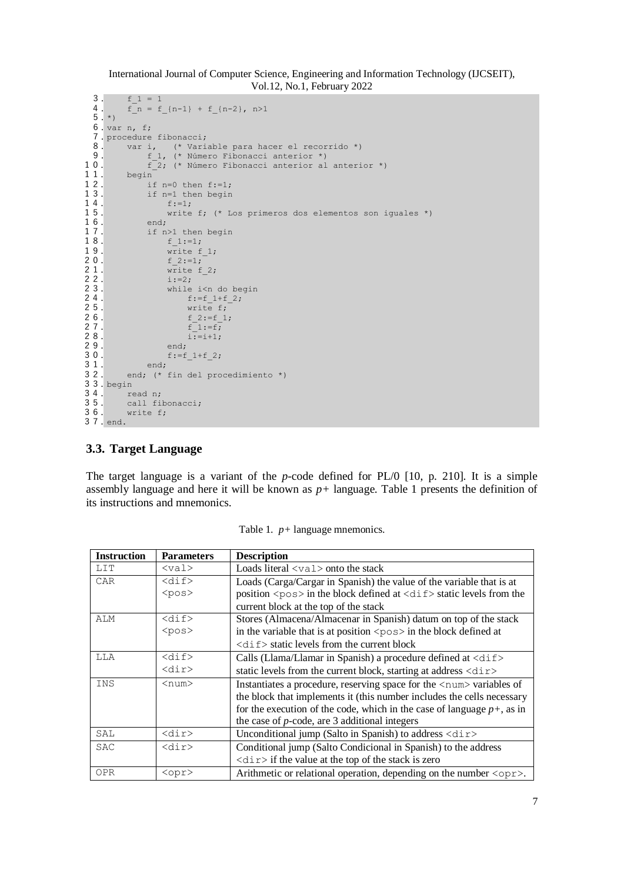```
 3.     f_1 = 1
 4.     f_n = f_{n-1} + f_{n-2}, n>1
 5. *)
 6. var n, f;
 7. procedure fibonacci;
 8.     var i,   (* Variable para hacer el recorrido *)
 9.         f_1, (* Número Fibonacci anterior *)
10.         f_2; (* Número Fibonacci anterior al anterior *)
11.     begin
12.         if n=0 then f:=1;
13.         if n=1 then begin
14.             f:=1;
15.             write f; (* Los primeros dos elementos son iguales *)
16.         end;
17.         if n>1 then begin
18.             f_1:=1;
19.             write f_1;
20.             f_2:=1;
21.             write f_2;
22.             i:=2;
23.             while i<n do begin
24.                 f:=f_1+f_2;
25.                 write f;
26.                 f_2:=f_1;
27.                 f_1:=f;
28.                 i:=i+1;
29.             end;
30.             f:=f_1+f_2;
31.         end;
32.     end; (* fin del procedimiento *)
33. begin
34.     read n;
35.     call fibonacci;
36.     write f;
37. end.
```

### 3.3. Target Language

The target language is a variant of the *p*-code defined for PL/0 [10, p. 210]. It is a simple assembly language and here it will be known as *p+* language. Table 1 presents the definition of its instructions and mnemonics.

Table 1. *p+* language mnemonics.

| Instruction | Parameters | Description |
|---|---|---|
| LIT | <val> | Loads literal <val> onto the stack |
| CAR | <dif> <pos> | Loads (Carga/Cargar in Spanish) the value of the variable that is at position <pos> in the block defined at <dif> static levels from the current block at the top of the stack |
| ALM | <dif> <pos> | Stores (Almacena/Almacenar in Spanish) datum on top of the stack in the variable that is at position <pos> in the block defined at <dif> static levels from the current block |
| LLA | <dif> <dir> | Calls (Llama/Llamar in Spanish) a procedure defined at <dif> static levels from the current block, starting at address <dir> |
| INS | <num> | Instantiates a procedure, reserving space for the <num> variables of the block that implements it (this number includes the cells necessary for the execution of the code, which in the case of language *p+*, as in the case of *p*-code, are 3 additional integers |
| SAL | <dir> | Unconditional jump (Salto in Spanish) to address <dir> |
| SAC | <dir> | Conditional jump (Salto Condicional in Spanish) to the address <dir> if the value at the top of the stack is zero |
| OPR | <opr> | Arithmetic or relational operation, depending on the number <opr>. |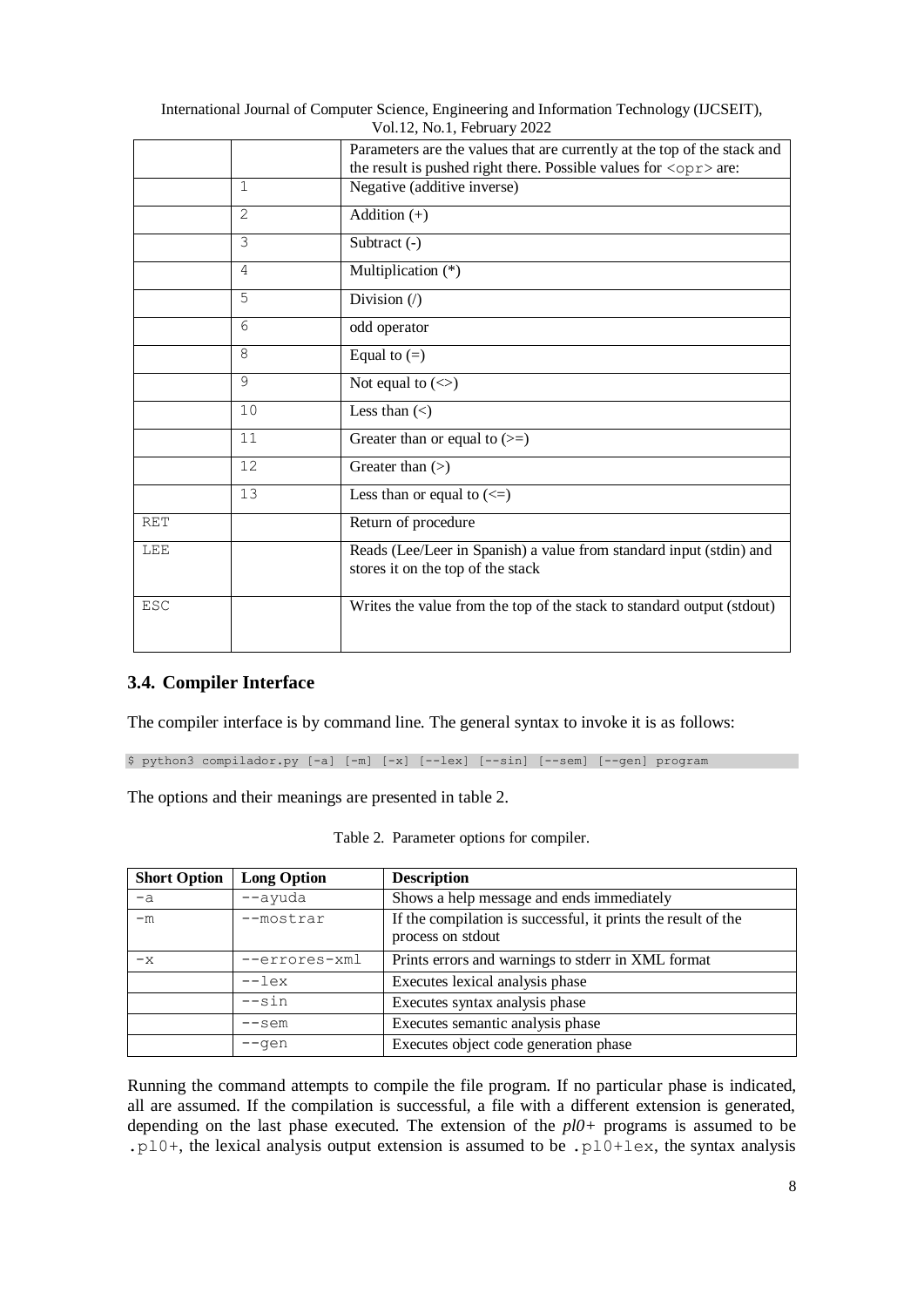| | | Parameters are the values that are currently at the top of the stack and the result is pushed right there. Possible values for `<opr>` are: |
|---|---|---|
| | `1` | Negative (additive inverse) |
| | `2` | Addition (+) |
| | `3` | Subtract (-) |
| | `4` | Multiplication (*) |
| | `5` | Division (/) |
| | `6` | odd operator |
| | `8` | Equal to (=) |
| | `9` | Not equal to (<>) |
| | `10` | Less than (<) |
| | `11` | Greater than or equal to (>=) |
| | `12` | Greater than (>) |
| | `13` | Less than or equal to (<=) |
| `RET` | | Return of procedure |
| `LEE` | | Reads (Lee/Leer in Spanish) a value from standard input (stdin) and stores it on the top of the stack |
| `ESC` | | Writes the value from the top of the stack to standard output (stdout) |

### 3.4. Compiler Interface

The compiler interface is by command line. The general syntax to invoke it is as follows:

```
$ python3 compilador.py [-a] [-m] [-x] [--lex] [--sin] [--sem] [--gen] program
```

The options and their meanings are presented in table 2.

Table 2. Parameter options for compiler.

| Short Option | Long Option | Description |
|---|---|---|
| `-a` | `--ayuda` | Shows a help message and ends immediately |
| `-m` | `--mostrar` | If the compilation is successful, it prints the result of the process on stdout |
| `-x` | `--errores-xml` | Prints errors and warnings to stderr in XML format |
| | `--lex` | Executes lexical analysis phase |
| | `--sin` | Executes syntax analysis phase |
| | `--sem` | Executes semantic analysis phase |
| | `--gen` | Executes object code generation phase |

Running the command attempts to compile the file program. If no particular phase is indicated, all are assumed. If the compilation is successful, a file with a different extension is generated, depending on the last phase executed. The extension of the *pl0+* programs is assumed to be `.pl0+`, the lexical analysis output extension is assumed to be `.pl0+lex`, the syntax analysis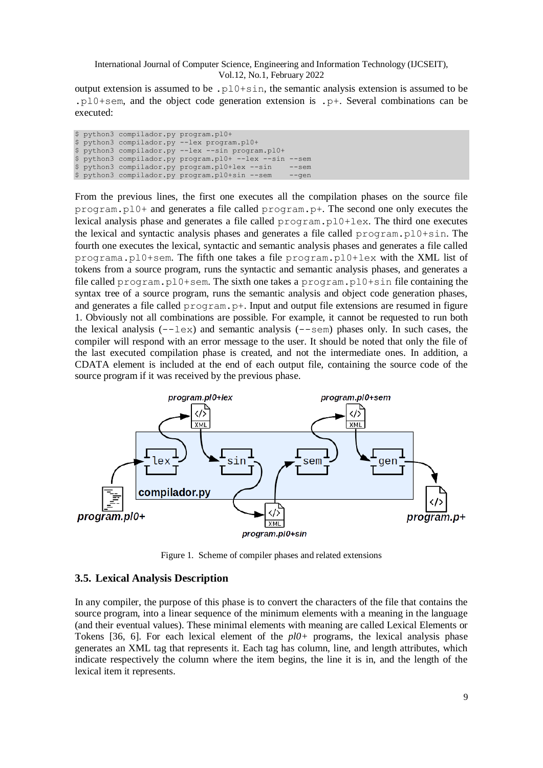output extension is assumed to be `.pl0+sin`, the semantic analysis extension is assumed to be `.pl0+sem`, and the object code generation extension is `.p+`. Several combinations can be executed:

```
$ python3 compilador.py program.pl0+
$ python3 compilador.py --lex program.pl0+
$ python3 compilador.py --lex --sin program.pl0+
$ python3 compilador.py program.pl0+ --lex --sin --sem
$ python3 compilador.py program.pl0+lex --sin    --sem
$ python3 compilador.py program.pl0+sin --sem    --gen
```

From the previous lines, the first one executes all the compilation phases on the source file `program.pl0+` and generates a file called `program.p+`. The second one only executes the lexical analysis phase and generates a file called `program.pl0+lex`. The third one executes the lexical and syntactic analysis phases and generates a file called `program.pl0+sin`. The fourth one executes the lexical, syntactic and semantic analysis phases and generates a file called `programa.pl0+sem`. The fifth one takes a file `program.pl0+lex` with the XML list of tokens from a source program, runs the syntactic and semantic analysis phases, and generates a file called `program.pl0+sem`. The sixth one takes a `program.pl0+sin` file containing the syntax tree of a source program, runs the semantic analysis and object code generation phases, and generates a file called `program.p+`. Input and output file extensions are resumed in figure 1. Obviously not all combinations are possible. For example, it cannot be requested to run both the lexical analysis (`--lex`) and semantic analysis (`--sem`) phases only. In such cases, the compiler will respond with an error message to the user. It should be noted that only the file of the last executed compilation phase is created, and not the intermediate ones. In addition, a CDATA element is included at the end of each output file, containing the source code of the source program if it was received by the previous phase.

Figure 1. Scheme of compiler phases and related extensions

### 3.5. Lexical Analysis Description

In any compiler, the purpose of this phase is to convert the characters of the file that contains the source program, into a linear sequence of the minimum elements with a meaning in the language (and their eventual values). These minimal elements with meaning are called Lexical Elements or Tokens [36, 6]. For each lexical element of the *pl0+* programs, the lexical analysis phase generates an XML tag that represents it. Each tag has column, line, and length attributes, which indicate respectively the column where the item begins, the line it is in, and the length of the lexical item it represents.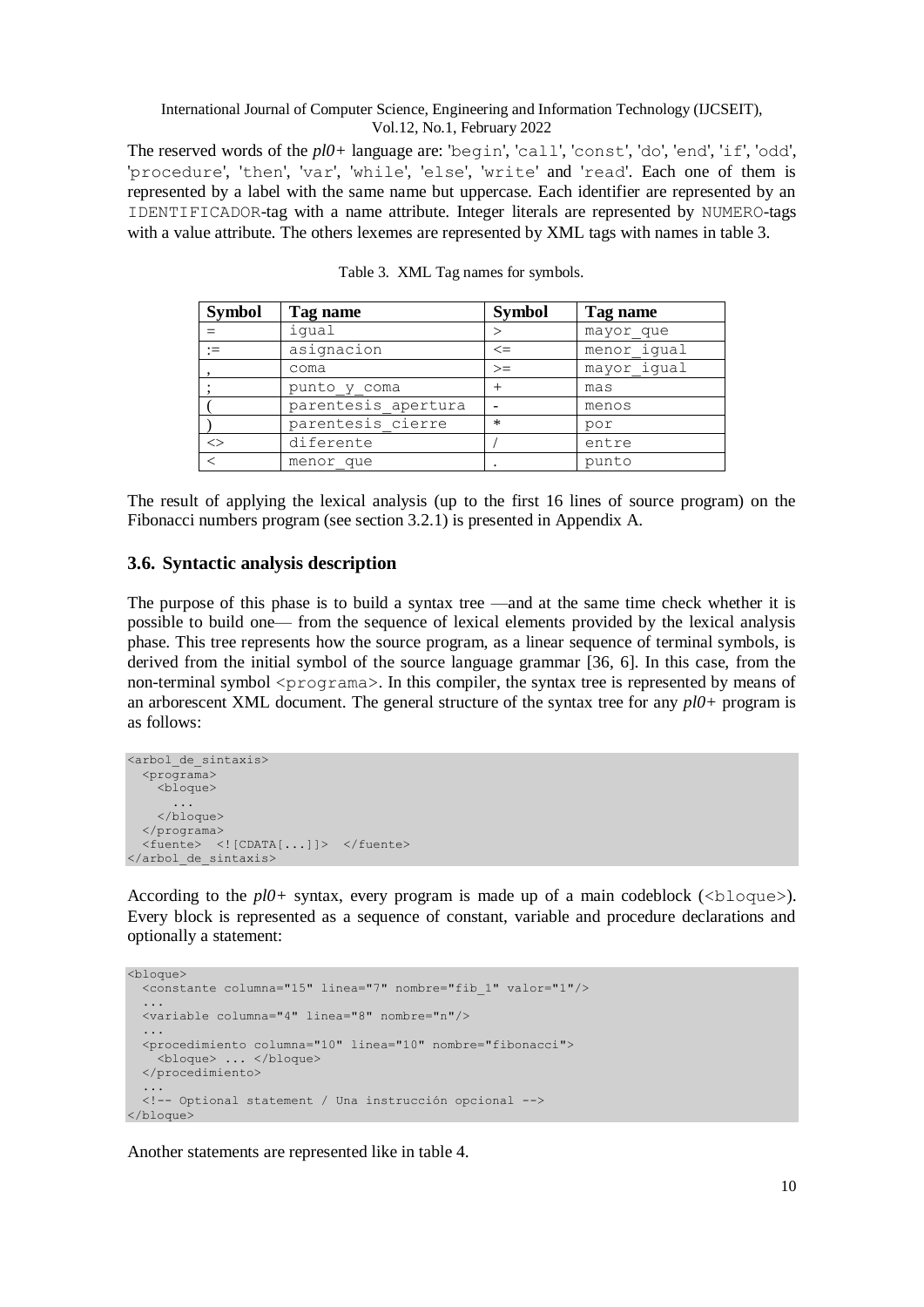The reserved words of the *pl0+* language are: 'begin', 'call', 'const', 'do', 'end', 'if', 'odd', 'procedure', 'then', 'var', 'while', 'else', 'write' and 'read'. Each one of them is represented by a label with the same name but uppercase. Each identifier are represented by an IDENTIFICADOR-tag with a name attribute. Integer literals are represented by NUMERO-tags with a value attribute. The others lexemes are represented by XML tags with names in table 3.

Table 3. XML Tag names for symbols.

| Symbol | Tag name | Symbol | Tag name |
|---|---|---|---|
| = | igual | > | mayor_que |
| := | asignacion | <= | menor_igual |
| , | coma | >= | mayor_igual |
| ; | punto_y_coma | + | mas |
| ( | parentesis_apertura | - | menos |
| ) | parentesis_cierre | * | por |
| <> | diferente | / | entre |
| < | menor_que | . | punto |

The result of applying the lexical analysis (up to the first 16 lines of source program) on the Fibonacci numbers program (see section 3.2.1) is presented in Appendix A.

### 3.6. Syntactic analysis description

The purpose of this phase is to build a syntax tree —and at the same time check whether it is possible to build one— from the sequence of lexical elements provided by the lexical analysis phase. This tree represents how the source program, as a linear sequence of terminal symbols, is derived from the initial symbol of the source language grammar [36, 6]. In this case, from the non-terminal symbol <programa>. In this compiler, the syntax tree is represented by means of an arborescent XML document. The general structure of the syntax tree for any *pl0+* program is as follows:

```
<arbol_de_sintaxis>
  <programa>
    <bloque>
      ...
    </bloque>
  </programa>
  <fuente>  <![CDATA[...]]>  </fuente>
</arbol_de_sintaxis>
```

According to the *pl0+* syntax, every program is made up of a main codeblock (<bloque>). Every block is represented as a sequence of constant, variable and procedure declarations and optionally a statement:

```
<bloque>
  <constante columna="15" linea="7" nombre="fib_1" valor="1"/>
  ...
  <variable columna="4" linea="8" nombre="n"/>
  ...
  <procedimiento columna="10" linea="10" nombre="fibonacci">
    <bloque> ... </bloque>
  </procedimiento>
  ...
  <!-- Optional statement / Una instrucción opcional -->
</bloque>
```

Another statements are represented like in table 4.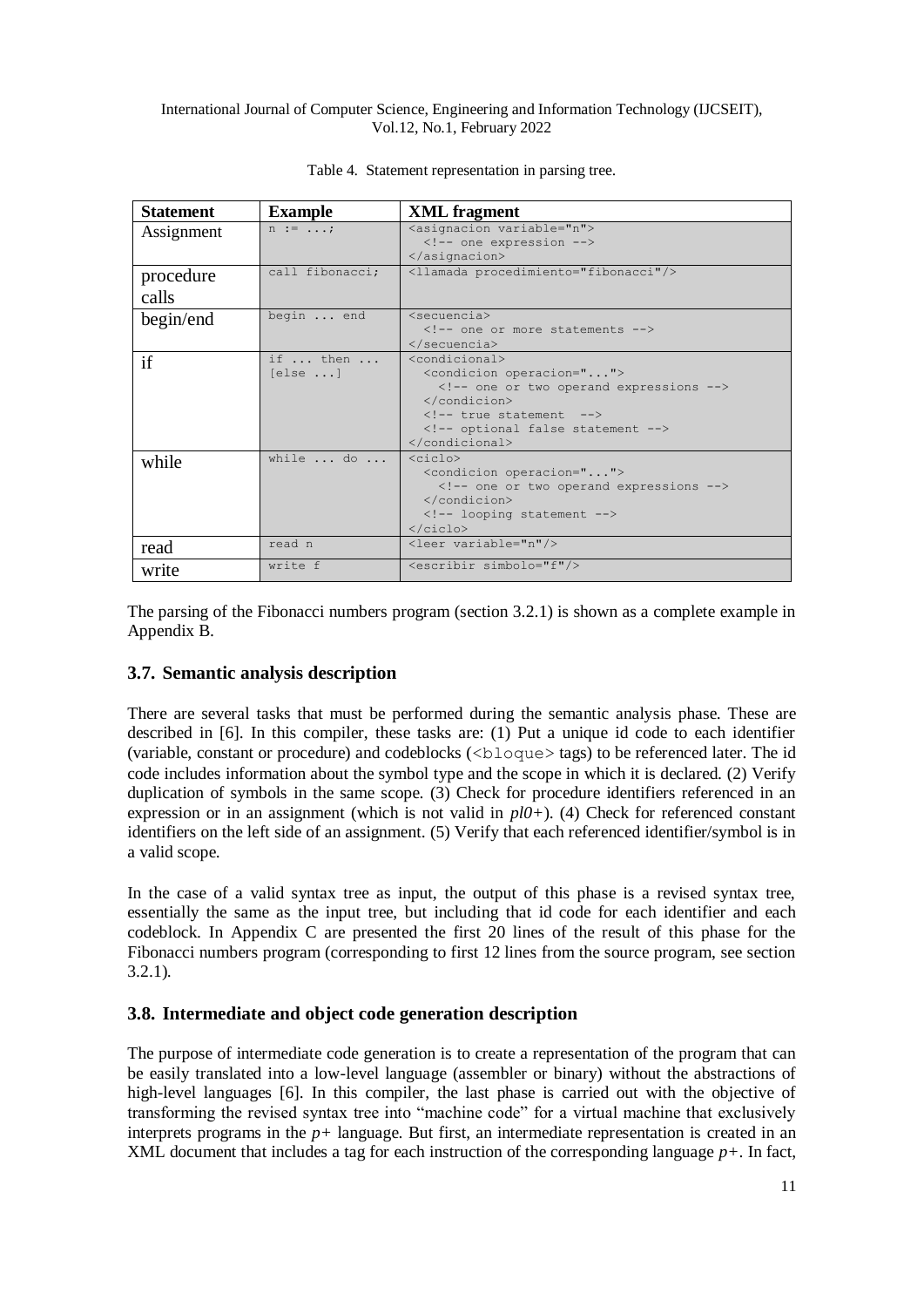Table 4. Statement representation in parsing tree.

| Statement | Example | XML fragment |
|---|---|---|
| Assignment | `n := ...;` | `<asignacion variable="n">`<br>`<!-- one expression -->`<br>`</asignacion>` |
| procedure calls | `call fibonacci;` | `<llamada procedimiento="fibonacci"/>` |
| begin/end | `begin ... end` | `<secuencia>`<br>`<!-- one or more statements -->`<br>`</secuencia>` |
| if | `if ... then ... [else ...]` | `<condicional>`<br>`<condicion operacion="...">`<br>`<!-- one or two operand expressions -->`<br>`</condicion>`<br>`<!-- true statement -->`<br>`<!-- optional false statement -->`<br>`</condicional>` |
| while | `while ... do ...` | `<ciclo>`<br>`<condicion operacion="...">`<br>`<!-- one or two operand expressions -->`<br>`</condicion>`<br>`<!-- looping statement -->`<br>`</ciclo>` |
| read | `read n` | `<leer variable="n"/>` |
| write | `write f` | `<escribir simbolo="f"/>` |

The parsing of the Fibonacci numbers program (section 3.2.1) is shown as a complete example in Appendix B.

### 3.7. Semantic analysis description

There are several tasks that must be performed during the semantic analysis phase. These are described in [6]. In this compiler, these tasks are: (1) Put a unique id code to each identifier (variable, constant or procedure) and codeblocks (`<bloque>` tags) to be referenced later. The id code includes information about the symbol type and the scope in which it is declared. (2) Verify duplication of symbols in the same scope. (3) Check for procedure identifiers referenced in an expression or in an assignment (which is not valid in *pl0+*). (4) Check for referenced constant identifiers on the left side of an assignment. (5) Verify that each referenced identifier/symbol is in a valid scope.

In the case of a valid syntax tree as input, the output of this phase is a revised syntax tree, essentially the same as the input tree, but including that id code for each identifier and each codeblock. In Appendix C are presented the first 20 lines of the result of this phase for the Fibonacci numbers program (corresponding to first 12 lines from the source program, see section 3.2.1).

### 3.8. Intermediate and object code generation description

The purpose of intermediate code generation is to create a representation of the program that can be easily translated into a low-level language (assembler or binary) without the abstractions of high-level languages [6]. In this compiler, the last phase is carried out with the objective of transforming the revised syntax tree into "machine code" for a virtual machine that exclusively interprets programs in the *p+* language. But first, an intermediate representation is created in an XML document that includes a tag for each instruction of the corresponding language *p+*. In fact,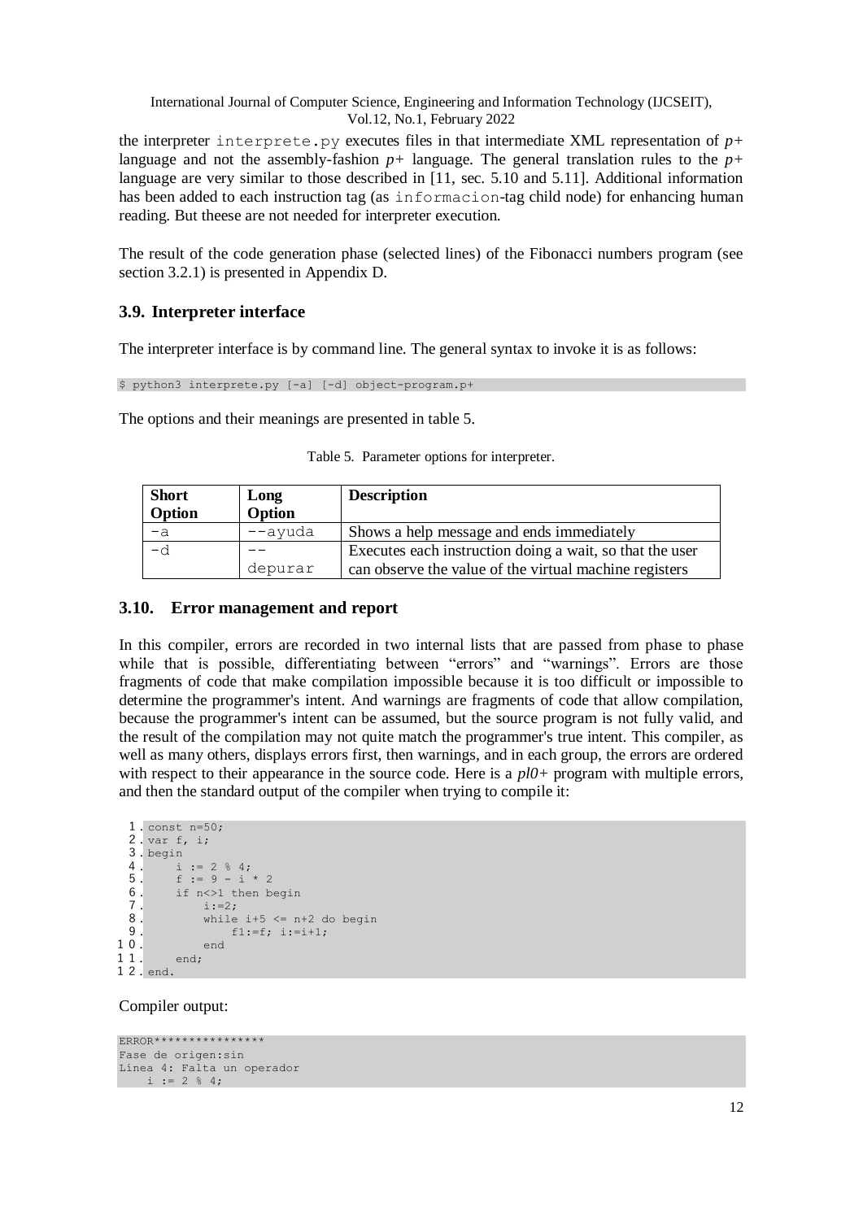the interpreter `interprete.py` executes files in that intermediate XML representation of *p+* language and not the assembly-fashion *p+* language. The general translation rules to the *p+* language are very similar to those described in [11, sec. 5.10 and 5.11]. Additional information has been added to each instruction tag (as `informacion`-tag child node) for enhancing human reading. But theese are not needed for interpreter execution.

The result of the code generation phase (selected lines) of the Fibonacci numbers program (see section 3.2.1) is presented in Appendix D.

### 3.9. Interpreter interface

The interpreter interface is by command line. The general syntax to invoke it is as follows:

```
$ python3 interprete.py [-a] [-d] object-program.p+
```

The options and their meanings are presented in table 5.

Table 5. Parameter options for interpreter.

| Short Option | Long Option | Description |
|---|---|---|
| `-a` | `--ayuda` | Shows a help message and ends immediately |
| `-d` | `--depurar` | Executes each instruction doing a wait, so that the user can observe the value of the virtual machine registers |

### 3.10. Error management and report

In this compiler, errors are recorded in two internal lists that are passed from phase to phase while that is possible, differentiating between "errors" and "warnings". Errors are those fragments of code that make compilation impossible because it is too difficult or impossible to determine the programmer's intent. And warnings are fragments of code that allow compilation, because the programmer's intent can be assumed, but the source program is not fully valid, and the result of the compilation may not quite match the programmer's true intent. This compiler, as well as many others, displays errors first, then warnings, and in each group, the errors are ordered with respect to their appearance in the source code. Here is a *pl0+* program with multiple errors, and then the standard output of the compiler when trying to compile it:

```
 1. const n=50;
 2. var f, i;
 3. begin
 4.     i := 2 % 4;
 5.     f := 9 - i * 2
 6.     if n<>1 then begin
 7.         i:=2;
 8.         while i+5 <= n+2 do begin
 9.             f1:=f; i:=i+1;
10.         end
11.     end;
12. end.
```

Compiler output:

```
ERROR****************
Fase de origen:sin
Línea 4: Falta un operador
    i := 2 % 4;
```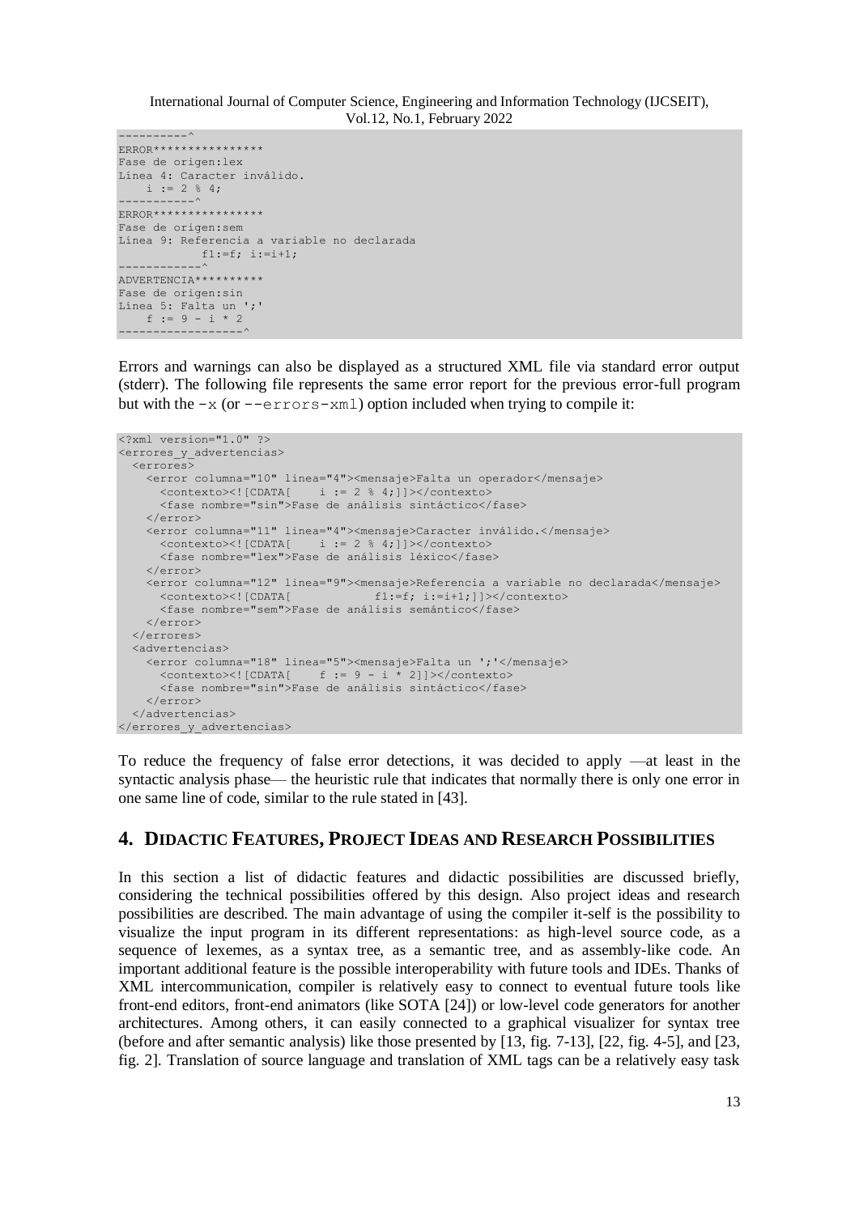```
----------^
ERROR****************
Fase de origen:lex
Línea 4: Caracter inválido.
    i := 2 % 4;
-----------^
ERROR****************
Fase de origen:sem
Línea 9: Referencia a variable no declarada
            f1:=f; i:=i+1;
------------^
ADVERTENCIA**********
Fase de origen:sin
Línea 5: Falta un ';'
    f := 9 - i * 2
-----------------^
```

Errors and warnings can also be displayed as a structured XML file via standard error output (stderr). The following file represents the same error report for the previous error-full program but with the `-x` (or `--errors-xml`) option included when trying to compile it:

```
<?xml version="1.0" ?>
<errores_y_advertencias>
  <errores>
    <error columna="10" linea="4"><mensaje>Falta un operador</mensaje>
      <contexto><![CDATA[    i := 2 % 4;]]></contexto>
      <fase nombre="sin">Fase de análisis sintáctico</fase>
    </error>
    <error columna="11" linea="4"><mensaje>Caracter inválido.</mensaje>
      <contexto><![CDATA[    i := 2 % 4;]]></contexto>
      <fase nombre="lex">Fase de análisis léxico</fase>
    </error>
    <error columna="12" linea="9"><mensaje>Referencia a variable no declarada</mensaje>
      <contexto><![CDATA[            f1:=f; i:=i+1;]]></contexto>
      <fase nombre="sem">Fase de análisis semántico</fase>
    </error>
  </errores>
  <advertencias>
    <error columna="18" linea="5"><mensaje>Falta un ';'</mensaje>
      <contexto><![CDATA[    f := 9 - i * 2]]></contexto>
      <fase nombre="sin">Fase de análisis sintáctico</fase>
    </error>
  </advertencias>
</errores_y_advertencias>
```

To reduce the frequency of false error detections, it was decided to apply —at least in the syntactic analysis phase— the heuristic rule that indicates that normally there is only one error in one same line of code, similar to the rule stated in [43].

## 4. Didactic Features, Project Ideas and Research Possibilities

In this section a list of didactic features and didactic possibilities are discussed briefly, considering the technical possibilities offered by this design. Also project ideas and research possibilities are described. The main advantage of using the compiler it-self is the possibility to visualize the input program in its different representations: as high-level source code, as a sequence of lexemes, as a syntax tree, as a semantic tree, and as assembly-like code. An important additional feature is the possible interoperability with future tools and IDEs. Thanks of XML intercommunication, compiler is relatively easy to connect to eventual future tools like front-end editors, front-end animators (like SOTA [24]) or low-level code generators for another architectures. Among others, it can easily connected to a graphical visualizer for syntax tree (before and after semantic analysis) like those presented by [13, fig. 7-13], [22, fig. 4-5], and [23, fig. 2]. Translation of source language and translation of XML tags can be a relatively easy task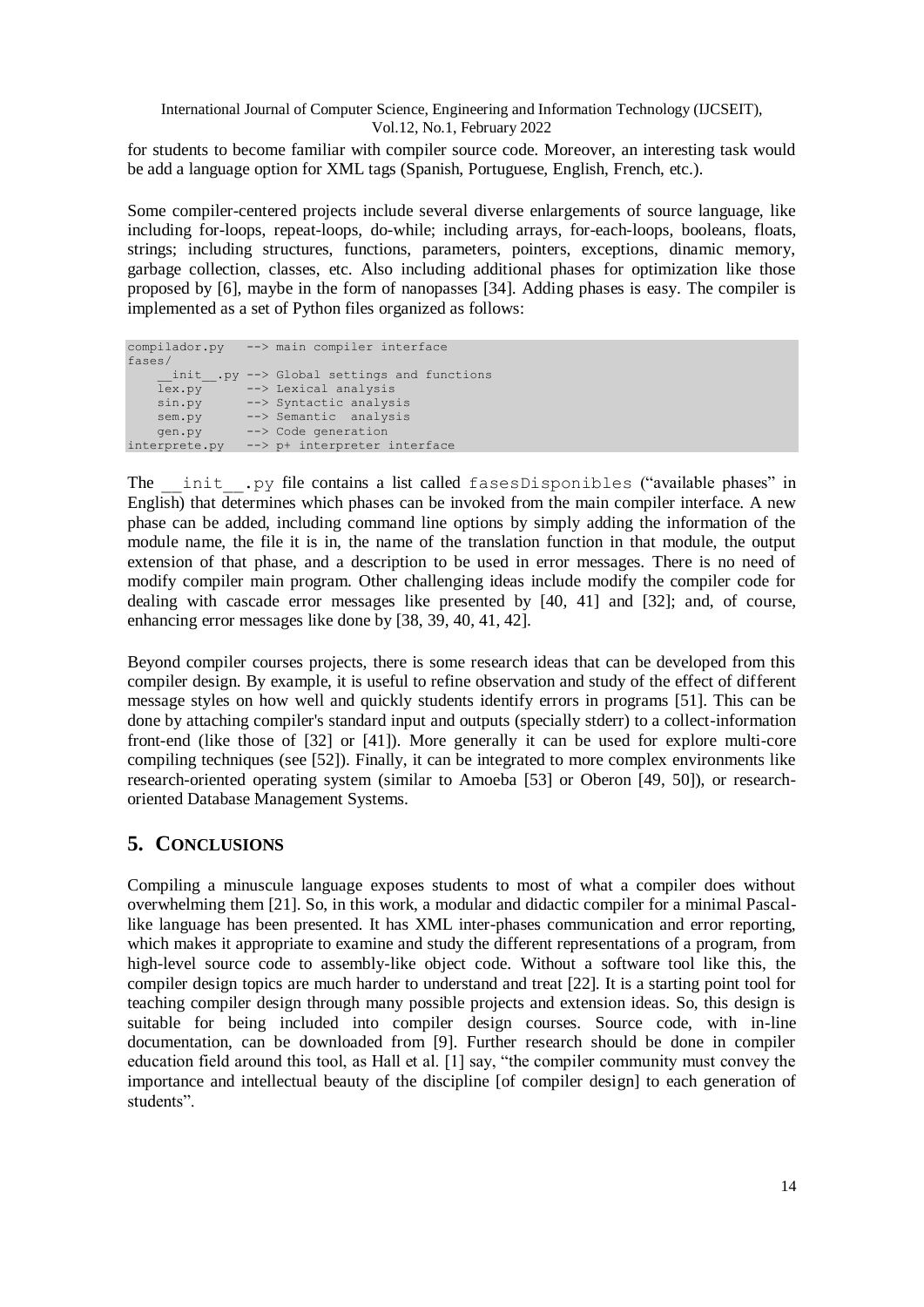for students to become familiar with compiler source code. Moreover, an interesting task would be add a language option for XML tags (Spanish, Portuguese, English, French, etc.).

Some compiler-centered projects include several diverse enlargements of source language, like including for-loops, repeat-loops, do-while; including arrays, for-each-loops, booleans, floats, strings; including structures, functions, parameters, pointers, exceptions, dinamic memory, garbage collection, classes, etc. Also including additional phases for optimization like those proposed by [6], maybe in the form of nanopasses [34]. Adding phases is easy. The compiler is implemented as a set of Python files organized as follows:

```
compilador.py   --> main compiler interface
fases/
    __init__.py --> Global settings and functions
    lex.py      --> Lexical analysis
    sin.py      --> Syntactic analysis
    sem.py      --> Semantic  analysis
    gen.py      --> Code generation
interprete.py   --> p+ interpreter interface
```

The `__init__.py` file contains a list called `fasesDisponibles` ("available phases" in English) that determines which phases can be invoked from the main compiler interface. A new phase can be added, including command line options by simply adding the information of the module name, the file it is in, the name of the translation function in that module, the output extension of that phase, and a description to be used in error messages. There is no need of modify compiler main program. Other challenging ideas include modify the compiler code for dealing with cascade error messages like presented by [40, 41] and [32]; and, of course, enhancing error messages like done by [38, 39, 40, 41, 42].

Beyond compiler courses projects, there is some research ideas that can be developed from this compiler design. By example, it is useful to refine observation and study of the effect of different message styles on how well and quickly students identify errors in programs [51]. This can be done by attaching compiler's standard input and outputs (specially stderr) to a collect-information front-end (like those of [32] or [41]). More generally it can be used for explore multi-core compiling techniques (see [52]). Finally, it can be integrated to more complex environments like research-oriented operating system (similar to Amoeba [53] or Oberon [49, 50]), or research-oriented Database Management Systems.

## 5. CONCLUSIONS

Compiling a minuscule language exposes students to most of what a compiler does without overwhelming them [21]. So, in this work, a modular and didactic compiler for a minimal Pascal-like language has been presented. It has XML inter-phases communication and error reporting, which makes it appropriate to examine and study the different representations of a program, from high-level source code to assembly-like object code. Without a software tool like this, the compiler design topics are much harder to understand and treat [22]. It is a starting point tool for teaching compiler design through many possible projects and extension ideas. So, this design is suitable for being included into compiler design courses. Source code, with in-line documentation, can be downloaded from [9]. Further research should be done in compiler education field around this tool, as Hall et al. [1] say, "the compiler community must convey the importance and intellectual beauty of the discipline [of compiler design] to each generation of students".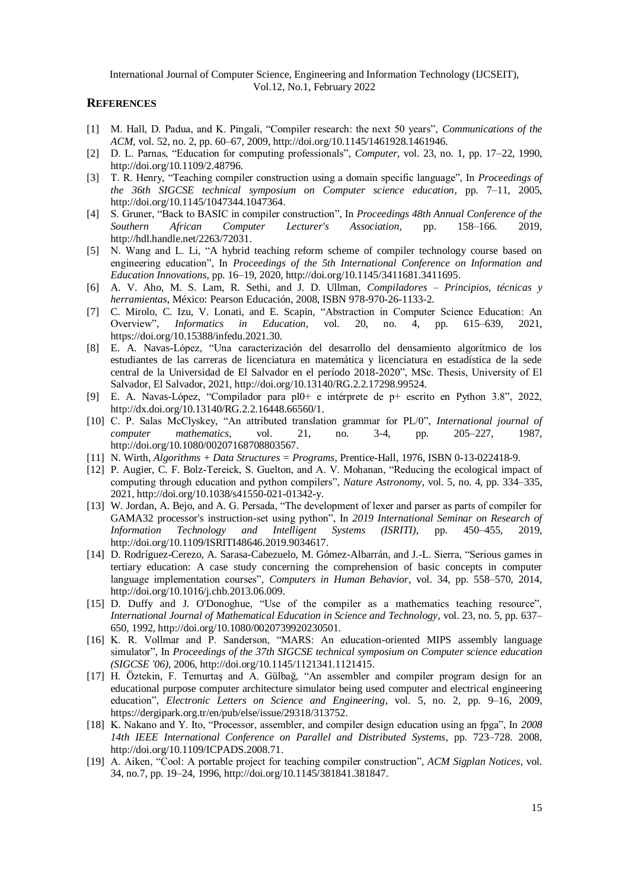## REFERENCES

[1] M. Hall, D. Padua, and K. Pingali, "Compiler research: the next 50 years", *Communications of the ACM*, vol. 52, no. 2, pp. 60–67, 2009, http://doi.org/10.1145/1461928.1461946.

[2] D. L. Parnas, "Education for computing professionals", *Computer*, vol. 23, no. 1, pp. 17–22, 1990, http://doi.org/10.1109/2.48796.

[3] T. R. Henry, "Teaching compiler construction using a domain specific language", In *Proceedings of the 36th SIGCSE technical symposium on Computer science education*, pp. 7–11, 2005, http://doi.org/10.1145/1047344.1047364.

[4] S. Gruner, "Back to BASIC in compiler construction", In *Proceedings 48th Annual Conference of the Southern African Computer Lecturer's Association*, pp. 158–166. 2019, http://hdl.handle.net/2263/72031.

[5] N. Wang and L. Li, "A hybrid teaching reform scheme of compiler technology course based on engineering education", In *Proceedings of the 5th International Conference on Information and Education Innovations*, pp. 16–19, 2020, http://doi.org/10.1145/3411681.3411695.

[6] A. V. Aho, M. S. Lam, R. Sethi, and J. D. Ullman, *Compiladores – Principios, técnicas y herramientas*, México: Pearson Educación, 2008, ISBN 978-970-26-1133-2.

[7] C. Mirolo, C. Izu, V. Lonati, and E. Scapin, "Abstraction in Computer Science Education: An Overview", *Informatics in Education*, vol. 20, no. 4, pp. 615–639, 2021, https://doi.org/10.15388/infedu.2021.30.

[8] E. A. Navas-López, "Una caracterización del desarrollo del densamiento algorítmico de los estudiantes de las carreras de licenciatura en matemática y licenciatura en estadística de la sede central de la Universidad de El Salvador en el período 2018-2020", MSc. Thesis, University of El Salvador, El Salvador, 2021, http://doi.org/10.13140/RG.2.2.17298.99524.

[9] E. A. Navas-López, "Compilador para pl0+ e intérprete de p+ escrito en Python 3.8", 2022, http://dx.doi.org/10.13140/RG.2.2.16448.66560/1.

[10] C. P. Salas McClyskey, "An attributed translation grammar for PL/0", *International journal of computer mathematics*, vol. 21, no. 3-4, pp. 205–227, 1987, http://doi.org/10.1080/00207168708803567.

[11] N. Wirth, *Algorithms + Data Structures = Programs*, Prentice-Hall, 1976, ISBN 0-13-022418-9.

[12] P. Augier, C. F. Bolz-Tereick, S. Guelton, and A. V. Mohanan, "Reducing the ecological impact of computing through education and python compilers", *Nature Astronomy*, vol. 5, no. 4, pp. 334–335, 2021, http://doi.org/10.1038/s41550-021-01342-y.

[13] W. Jordan, A. Bejo, and A. G. Persada, "The development of lexer and parser as parts of compiler for GAMA32 processor's instruction-set using python", In *2019 International Seminar on Research of Information Technology and Intelligent Systems (ISRITI)*, pp. 450–455, 2019, http://doi.org/10.1109/ISRITI48646.2019.9034617.

[14] D. Rodríguez-Cerezo, A. Sarasa-Cabezuelo, M. Gómez-Albarrán, and J.-L. Sierra, "Serious games in tertiary education: A case study concerning the comprehension of basic concepts in computer language implementation courses", *Computers in Human Behavior*, vol. 34, pp. 558–570, 2014, http://doi.org/10.1016/j.chb.2013.06.009.

[15] D. Duffy and J. O'Donoghue, "Use of the compiler as a mathematics teaching resource", *International Journal of Mathematical Education in Science and Technology*, vol. 23, no. 5, pp. 637–650, 1992, http://doi.org/10.1080/0020739920230501.

[16] K. R. Vollmar and P. Sanderson, "MARS: An education-oriented MIPS assembly language simulator", In *Proceedings of the 37th SIGCSE technical symposium on Computer science education (SIGCSE '06)*, 2006, http://doi.org/10.1145/1121341.1121415.

[17] H. Öztekin, F. Temurtaş and A. Gülbağ, "An assembler and compiler program design for an educational purpose computer architecture simulator being used computer and electrical engineering education", *Electronic Letters on Science and Engineering*, vol. 5, no. 2, pp. 9–16, 2009, https://dergipark.org.tr/en/pub/else/issue/29318/313752.

[18] K. Nakano and Y. Ito, "Processor, assembler, and compiler design education using an fpga", In *2008 14th IEEE International Conference on Parallel and Distributed Systems*, pp. 723–728. 2008, http://doi.org/10.1109/ICPADS.2008.71.

[19] A. Aiken, "Cool: A portable project for teaching compiler construction", *ACM Sigplan Notices*, vol. 34, no.7, pp. 19–24, 1996, http://doi.org/10.1145/381841.381847.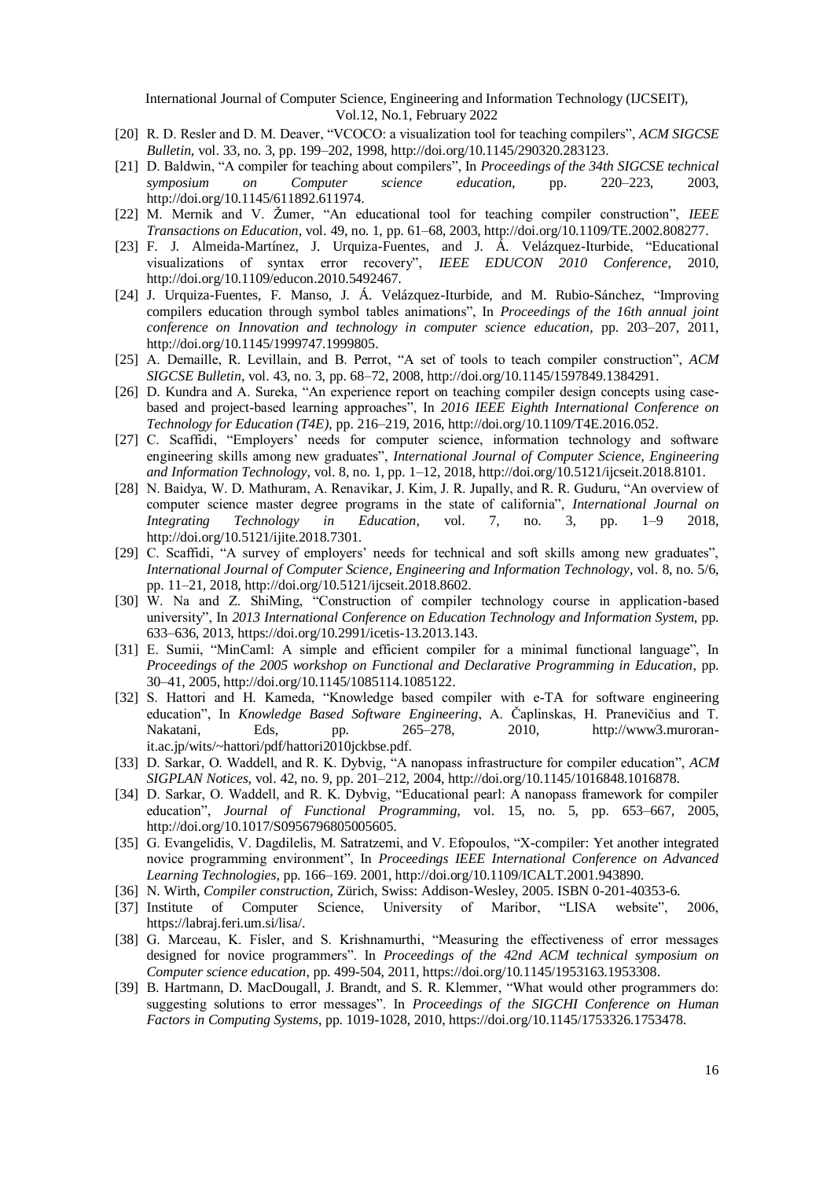[20] R. D. Resler and D. M. Deaver, "VCOCO: a visualization tool for teaching compilers", *ACM SIGCSE Bulletin*, vol. 33, no. 3, pp. 199–202, 1998, http://doi.org/10.1145/290320.283123.

[21] D. Baldwin, "A compiler for teaching about compilers", In *Proceedings of the 34th SIGCSE technical symposium on Computer science education*, pp. 220–223, 2003, http://doi.org/10.1145/611892.611974.

[22] M. Mernik and V. Žumer, "An educational tool for teaching compiler construction", *IEEE Transactions on Education*, vol. 49, no. 1, pp. 61–68, 2003, http://doi.org/10.1109/TE.2002.808277.

[23] F. J. Almeida-Martínez, J. Urquiza-Fuentes, and J. Á. Velázquez-Iturbide, "Educational visualizations of syntax error recovery", *IEEE EDUCON 2010 Conference*, 2010, http://doi.org/10.1109/educon.2010.5492467.

[24] J. Urquiza-Fuentes, F. Manso, J. Á. Velázquez-Iturbide, and M. Rubio-Sánchez, "Improving compilers education through symbol tables animations", In *Proceedings of the 16th annual joint conference on Innovation and technology in computer science education*, pp. 203–207, 2011, http://doi.org/10.1145/1999747.1999805.

[25] A. Demaille, R. Levillain, and B. Perrot, "A set of tools to teach compiler construction", *ACM SIGCSE Bulletin*, vol. 43, no. 3, pp. 68–72, 2008, http://doi.org/10.1145/1597849.1384291.

[26] D. Kundra and A. Sureka, "An experience report on teaching compiler design concepts using case-based and project-based learning approaches", In *2016 IEEE Eighth International Conference on Technology for Education (T4E)*, pp. 216–219, 2016, http://doi.org/10.1109/T4E.2016.052.

[27] C. Scaffidi, "Employers' needs for computer science, information technology and software engineering skills among new graduates", *International Journal of Computer Science, Engineering and Information Technology*, vol. 8, no. 1, pp. 1–12, 2018, http://doi.org/10.5121/ijcseit.2018.8101.

[28] N. Baidya, W. D. Mathuram, A. Renavikar, J. Kim, J. R. Jupally, and R. R. Guduru, "An overview of computer science master degree programs in the state of california", *International Journal on Integrating Technology in Education*, vol. 7, no. 3, pp. 1–9 2018, http://doi.org/10.5121/ijite.2018.7301.

[29] C. Scaffidi, "A survey of employers' needs for technical and soft skills among new graduates", *International Journal of Computer Science, Engineering and Information Technology*, vol. 8, no. 5/6, pp. 11–21, 2018, http://doi.org/10.5121/ijcseit.2018.8602.

[30] W. Na and Z. ShiMing, "Construction of compiler technology course in application-based university", In *2013 International Conference on Education Technology and Information System*, pp. 633–636, 2013, https://doi.org/10.2991/icetis-13.2013.143.

[31] E. Sumii, "MinCaml: A simple and efficient compiler for a minimal functional language", In *Proceedings of the 2005 workshop on Functional and Declarative Programming in Education*, pp. 30–41, 2005, http://doi.org/10.1145/1085114.1085122.

[32] S. Hattori and H. Kameda, "Knowledge based compiler with e-TA for software engineering education", In *Knowledge Based Software Engineering*, A. Čaplinskas, H. Pranevičius and T. Nakatani, Eds, pp. 265–278, 2010, http://www3.muroran-it.ac.jp/wits/~hattori/pdf/hattori2010jckbse.pdf.

[33] D. Sarkar, O. Waddell, and R. K. Dybvig, "A nanopass infrastructure for compiler education", *ACM SIGPLAN Notices*, vol. 42, no. 9, pp. 201–212, 2004, http://doi.org/10.1145/1016848.1016878.

[34] D. Sarkar, O. Waddell, and R. K. Dybvig, "Educational pearl: A nanopass framework for compiler education", *Journal of Functional Programming*, vol. 15, no. 5, pp. 653–667, 2005, http://doi.org/10.1017/S0956796805005605.

[35] G. Evangelidis, V. Dagdilelis, M. Satratzemi, and V. Efopoulos, "X-compiler: Yet another integrated novice programming environment", In *Proceedings IEEE International Conference on Advanced Learning Technologies*, pp. 166–169. 2001, http://doi.org/10.1109/ICALT.2001.943890.

[36] N. Wirth, *Compiler construction*, Zürich, Swiss: Addison-Wesley, 2005. ISBN 0-201-40353-6.

[37] Institute of Computer Science, University of Maribor, "LISA website", 2006, https://labraj.feri.um.si/lisa/.

[38] G. Marceau, K. Fisler, and S. Krishnamurthi, "Measuring the effectiveness of error messages designed for novice programmers". In *Proceedings of the 42nd ACM technical symposium on Computer science education*, pp. 499-504, 2011, https://doi.org/10.1145/1953163.1953308.

[39] B. Hartmann, D. MacDougall, J. Brandt, and S. R. Klemmer, "What would other programmers do: suggesting solutions to error messages". In *Proceedings of the SIGCHI Conference on Human Factors in Computing Systems*, pp. 1019-1028, 2010, https://doi.org/10.1145/1753326.1753478.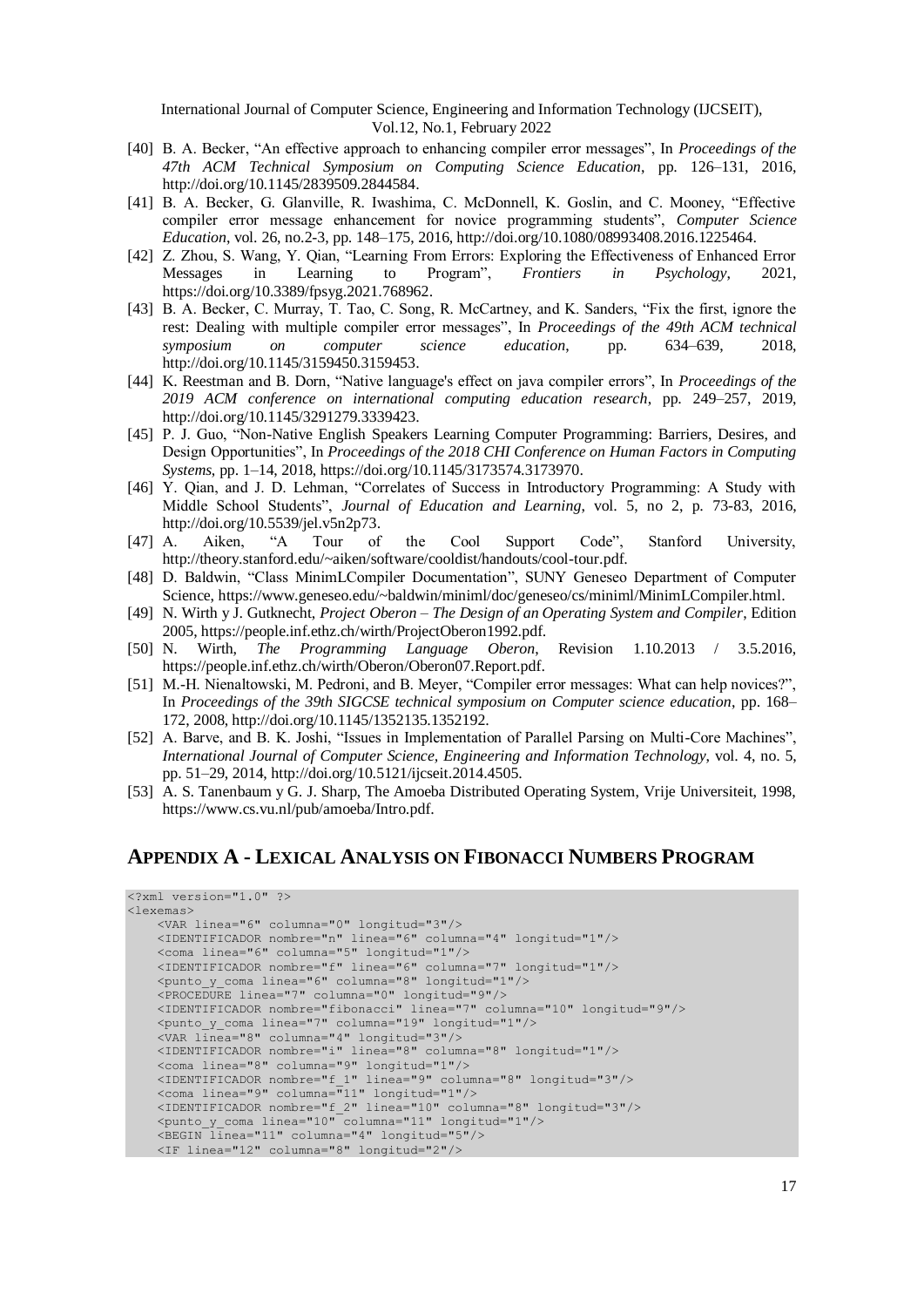[40] B. A. Becker, "An effective approach to enhancing compiler error messages", In *Proceedings of the 47th ACM Technical Symposium on Computing Science Education*, pp. 126–131, 2016, http://doi.org/10.1145/2839509.2844584.

[41] B. A. Becker, G. Glanville, R. Iwashima, C. McDonnell, K. Goslin, and C. Mooney, "Effective compiler error message enhancement for novice programming students", *Computer Science Education*, vol. 26, no.2-3, pp. 148–175, 2016, http://doi.org/10.1080/08993408.2016.1225464.

[42] Z. Zhou, S. Wang, Y. Qian, "Learning From Errors: Exploring the Effectiveness of Enhanced Error Messages in Learning to Program", *Frontiers in Psychology*, 2021, https://doi.org/10.3389/fpsyg.2021.768962.

[43] B. A. Becker, C. Murray, T. Tao, C. Song, R. McCartney, and K. Sanders, "Fix the first, ignore the rest: Dealing with multiple compiler error messages", In *Proceedings of the 49th ACM technical symposium on computer science education*, pp. 634–639, 2018, http://doi.org/10.1145/3159450.3159453.

[44] K. Reestman and B. Dorn, "Native language's effect on java compiler errors", In *Proceedings of the 2019 ACM conference on international computing education research*, pp. 249–257, 2019, http://doi.org/10.1145/3291279.3339423.

[45] P. J. Guo, "Non-Native English Speakers Learning Computer Programming: Barriers, Desires, and Design Opportunities", In *Proceedings of the 2018 CHI Conference on Human Factors in Computing Systems*, pp. 1–14, 2018, https://doi.org/10.1145/3173574.3173970.

[46] Y. Qian, and J. D. Lehman, "Correlates of Success in Introductory Programming: A Study with Middle School Students", *Journal of Education and Learning*, vol. 5, no 2, p. 73-83, 2016, http://doi.org/10.5539/jel.v5n2p73.

[47] A. Aiken, "A Tour of the Cool Support Code", Stanford University, http://theory.stanford.edu/~aiken/software/cooldist/handouts/cool-tour.pdf.

[48] D. Baldwin, "Class MinimLCompiler Documentation", SUNY Geneseo Department of Computer Science, https://www.geneseo.edu/~baldwin/miniml/doc/geneseo/cs/miniml/MinimLCompiler.html.

[49] N. Wirth y J. Gutknecht, *Project Oberon – The Design of an Operating System and Compiler*, Edition 2005, https://people.inf.ethz.ch/wirth/ProjectOberon1992.pdf.

[50] N. Wirth, *The Programming Language Oberon*, Revision 1.10.2013 / 3.5.2016, https://people.inf.ethz.ch/wirth/Oberon/Oberon07.Report.pdf.

[51] M.-H. Nienaltowski, M. Pedroni, and B. Meyer, "Compiler error messages: What can help novices?", In *Proceedings of the 39th SIGCSE technical symposium on Computer science education*, pp. 168–172, 2008, http://doi.org/10.1145/1352135.1352192.

[52] A. Barve, and B. K. Joshi, "Issues in Implementation of Parallel Parsing on Multi-Core Machines", *International Journal of Computer Science, Engineering and Information Technology*, vol. 4, no. 5, pp. 51–29, 2014, http://doi.org/10.5121/ijcseit.2014.4505.

[53] A. S. Tanenbaum y G. J. Sharp, The Amoeba Distributed Operating System, Vrije Universiteit, 1998, https://www.cs.vu.nl/pub/amoeba/Intro.pdf.

## Appendix A - Lexical Analysis on Fibonacci Numbers Program

```
<?xml version="1.0" ?>
<lexemas>
    <VAR linea="6" columna="0" longitud="3"/>
    <IDENTIFICADOR nombre="n" linea="6" columna="4" longitud="1"/>
    <coma linea="6" columna="5" longitud="1"/>
    <IDENTIFICADOR nombre="f" linea="6" columna="7" longitud="1"/>
    <punto_y_coma linea="6" columna="8" longitud="1"/>
    <PROCEDURE linea="7" columna="0" longitud="9"/>
    <IDENTIFICADOR nombre="fibonacci" linea="7" columna="10" longitud="9"/>
    <punto_y_coma linea="7" columna="19" longitud="1"/>
    <VAR linea="8" columna="4" longitud="3"/>
    <IDENTIFICADOR nombre="i" linea="8" columna="8" longitud="1"/>
    <coma linea="8" columna="9" longitud="1"/>
    <IDENTIFICADOR nombre="f_1" linea="9" columna="8" longitud="3"/>
    <coma linea="9" columna="11" longitud="1"/>
    <IDENTIFICADOR nombre="f_2" linea="10" columna="8" longitud="3"/>
    <punto_y_coma linea="10" columna="11" longitud="1"/>
    <BEGIN linea="11" columna="4" longitud="5"/>
    <IF linea="12" columna="8" longitud="2"/>
```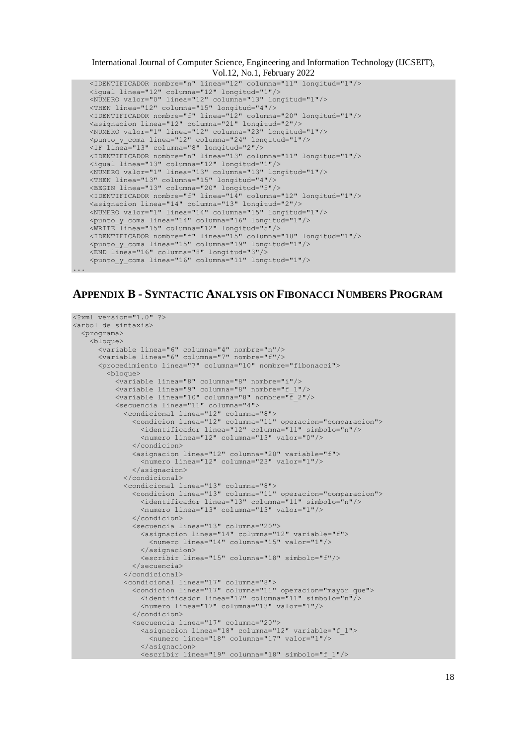```
    <IDENTIFICADOR nombre="n" linea="12" columna="11" longitud="1"/>
    <igual linea="12" columna="12" longitud="1"/>
    <NUMERO valor="0" linea="12" columna="13" longitud="1"/>
    <THEN linea="12" columna="15" longitud="4"/>
    <IDENTIFICADOR nombre="f" linea="12" columna="20" longitud="1"/>
    <asignacion linea="12" columna="21" longitud="2"/>
    <NUMERO valor="1" linea="12" columna="23" longitud="1"/>
    <punto_y_coma linea="12" columna="24" longitud="1"/>
    <IF linea="13" columna="8" longitud="2"/>
    <IDENTIFICADOR nombre="n" linea="13" columna="11" longitud="1"/>
    <igual linea="13" columna="12" longitud="1"/>
    <NUMERO valor="1" linea="13" columna="13" longitud="1"/>
    <THEN linea="13" columna="15" longitud="4"/>
    <BEGIN linea="13" columna="20" longitud="5"/>
    <IDENTIFICADOR nombre="f" linea="14" columna="12" longitud="1"/>
    <asignacion linea="14" columna="13" longitud="2"/>
    <NUMERO valor="1" linea="14" columna="15" longitud="1"/>
    <punto_y_coma linea="14" columna="16" longitud="1"/>
    <WRITE linea="15" columna="12" longitud="5"/>
    <IDENTIFICADOR nombre="f" linea="15" columna="18" longitud="1"/>
    <punto_y_coma linea="15" columna="19" longitud="1"/>
    <END linea="16" columna="8" longitud="3"/>
    <punto_y_coma linea="16" columna="11" longitud="1"/>
...
```

## APPENDIX B - SYNTACTIC ANALYSIS ON FIBONACCI NUMBERS PROGRAM

```
<?xml version="1.0" ?>
<arbol_de_sintaxis>
  <programa>
    <bloque>
      <variable linea="6" columna="4" nombre="n"/>
      <variable linea="6" columna="7" nombre="f"/>
      <procedimiento linea="7" columna="10" nombre="fibonacci">
        <bloque>
          <variable linea="8" columna="8" nombre="i"/>
          <variable linea="9" columna="8" nombre="f_1"/>
          <variable linea="10" columna="8" nombre="f_2"/>
          <secuencia linea="11" columna="4">
            <condicional linea="12" columna="8">
              <condicion linea="12" columna="11" operacion="comparacion">
                <identificador linea="12" columna="11" simbolo="n"/>
                <numero linea="12" columna="13" valor="0"/>
              </condicion>
              <asignacion linea="12" columna="20" variable="f">
                <numero linea="12" columna="23" valor="1"/>
              </asignacion>
            </condicional>
            <condicional linea="13" columna="8">
              <condicion linea="13" columna="11" operacion="comparacion">
                <identificador linea="13" columna="11" simbolo="n"/>
                <numero linea="13" columna="13" valor="1"/>
              </condicion>
              <secuencia linea="13" columna="20">
                <asignacion linea="14" columna="12" variable="f">
                  <numero linea="14" columna="15" valor="1"/>
                </asignacion>
                <escribir linea="15" columna="18" simbolo="f"/>
              </secuencia>
            </condicional>
            <condicional linea="17" columna="8">
              <condicion linea="17" columna="11" operacion="mayor_que">
                <identificador linea="17" columna="11" simbolo="n"/>
                <numero linea="17" columna="13" valor="1"/>
              </condicion>
              <secuencia linea="17" columna="20">
                <asignacion linea="18" columna="12" variable="f_1">
                  <numero linea="18" columna="17" valor="1"/>
                </asignacion>
                <escribir linea="19" columna="18" simbolo="f_1"/>
```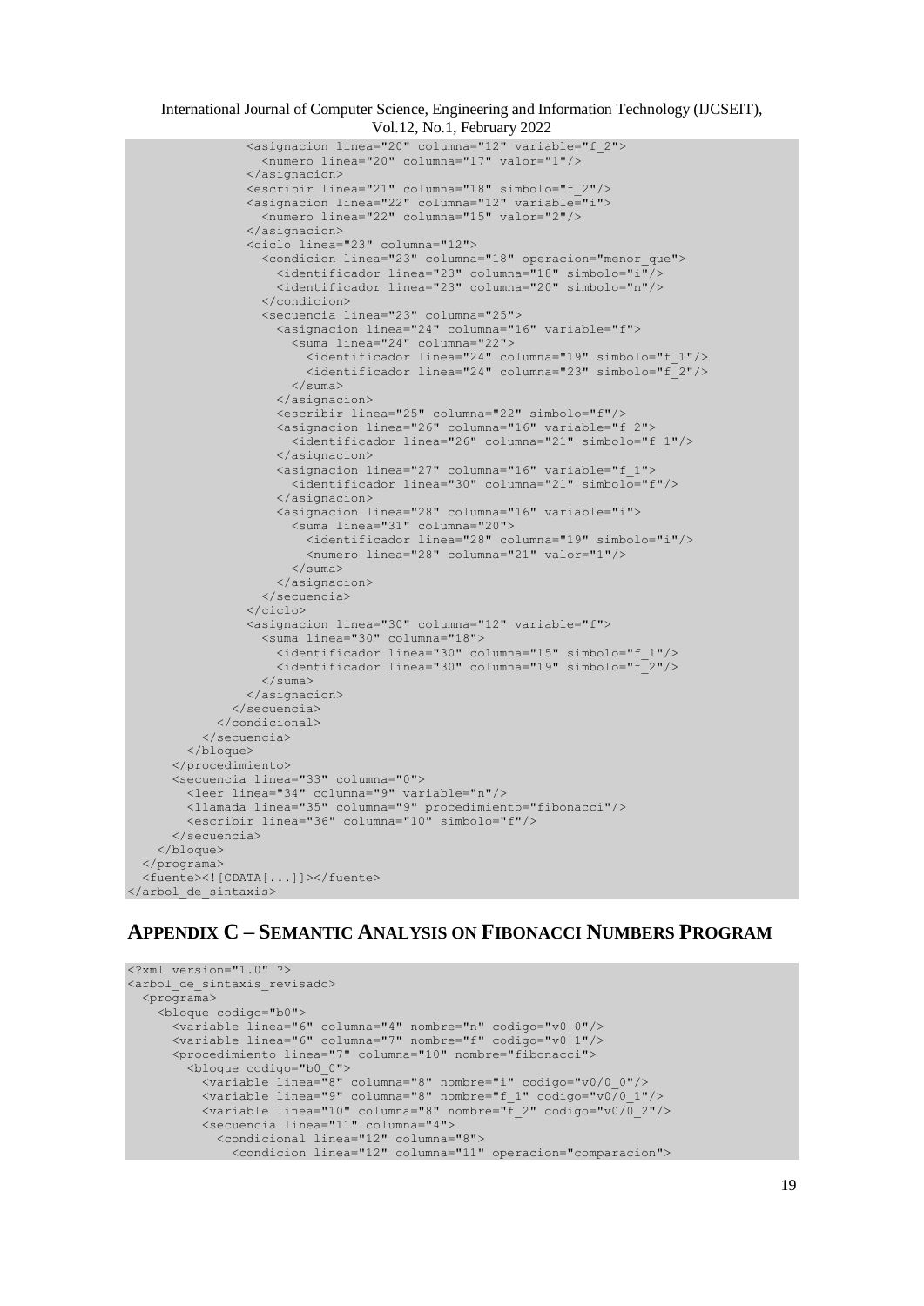```
                <asignacion linea="20" columna="12" variable="f_2">
                  <numero linea="20" columna="17" valor="1"/>
                </asignacion>
                <escribir linea="21" columna="18" simbolo="f_2"/>
                <asignacion linea="22" columna="12" variable="i">
                  <numero linea="22" columna="15" valor="2"/>
                </asignacion>
                <ciclo linea="23" columna="12">
                  <condicion linea="23" columna="18" operacion="menor_que">
                    <identificador linea="23" columna="18" simbolo="i"/>
                    <identificador linea="23" columna="20" simbolo="n"/>
                  </condicion>
                  <secuencia linea="23" columna="25">
                    <asignacion linea="24" columna="16" variable="f">
                      <suma linea="24" columna="22">
                        <identificador linea="24" columna="19" simbolo="f_1"/>
                        <identificador linea="24" columna="23" simbolo="f_2"/>
                      </suma>
                    </asignacion>
                    <escribir linea="25" columna="22" simbolo="f"/>
                    <asignacion linea="26" columna="16" variable="f_2">
                      <identificador linea="26" columna="21" simbolo="f_1"/>
                    </asignacion>
                    <asignacion linea="27" columna="16" variable="f_1">
                      <identificador linea="30" columna="21" simbolo="f"/>
                    </asignacion>
                    <asignacion linea="28" columna="16" variable="i">
                      <suma linea="31" columna="20">
                        <identificador linea="28" columna="19" simbolo="i"/>
                        <numero linea="28" columna="21" valor="1"/>
                      </suma>
                    </asignacion>
                  </secuencia>
                </ciclo>
                <asignacion linea="30" columna="12" variable="f">
                  <suma linea="30" columna="18">
                    <identificador linea="30" columna="15" simbolo="f_1"/>
                    <identificador linea="30" columna="19" simbolo="f_2"/>
                  </suma>
                </asignacion>
              </secuencia>
            </condicional>
          </secuencia>
        </bloque>
      </procedimiento>
      <secuencia linea="33" columna="0">
        <leer linea="34" columna="9" variable="n"/>
        <llamada linea="35" columna="9" procedimiento="fibonacci"/>
        <escribir linea="36" columna="10" simbolo="f"/>
      </secuencia>
    </bloque>
  </programa>
  <fuente><![CDATA[...]]></fuente>
</arbol_de_sintaxis>
```

## APPENDIX C – SEMANTIC ANALYSIS ON FIBONACCI NUMBERS PROGRAM

```
<?xml version="1.0" ?>
<arbol_de_sintaxis_revisado>
  <programa>
    <bloque codigo="b0">
      <variable linea="6" columna="4" nombre="n" codigo="v0_0"/>
      <variable linea="6" columna="7" nombre="f" codigo="v0_1"/>
      <procedimiento linea="7" columna="10" nombre="fibonacci">
        <bloque codigo="b0_0">
          <variable linea="8" columna="8" nombre="i" codigo="v0/0_0"/>
          <variable linea="9" columna="8" nombre="f_1" codigo="v0/0_1"/>
          <variable linea="10" columna="8" nombre="f_2" codigo="v0/0_2"/>
          <secuencia linea="11" columna="4">
            <condicional linea="12" columna="8">
              <condicion linea="12" columna="11" operacion="comparacion">
```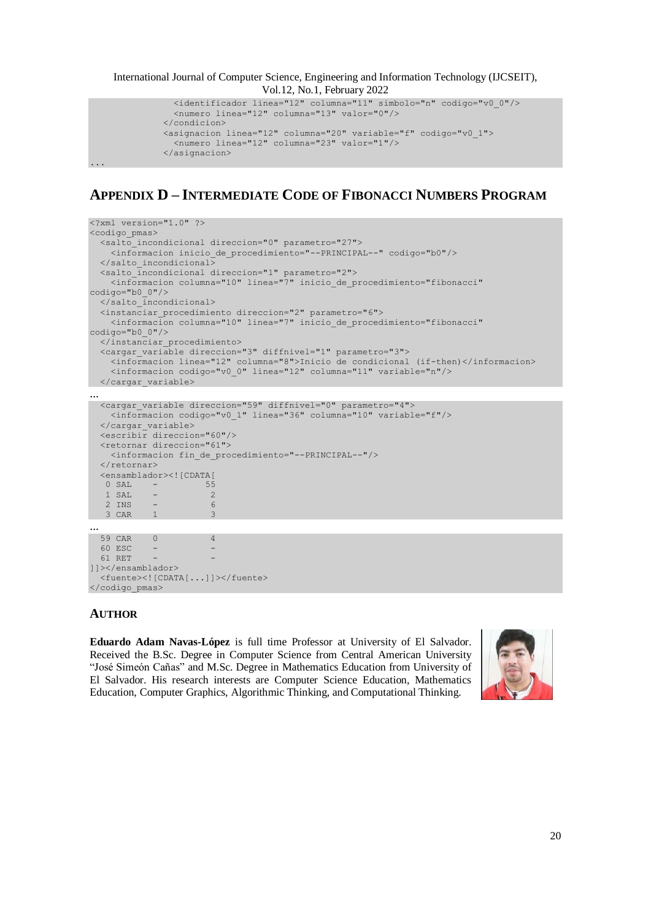```
              <identificador linea="12" columna="11" simbolo="n" codigo="v0_0"/>
              <numero linea="12" columna="13" valor="0"/>
            </condicion>
            <asignacion linea="12" columna="20" variable="f" codigo="v0_1">
              <numero linea="12" columna="23" valor="1"/>
            </asignacion>
...
```

## APPENDIX D – INTERMEDIATE CODE OF FIBONACCI NUMBERS PROGRAM

```
<?xml version="1.0" ?>
<codigo_pmas>
  <salto_incondicional direccion="0" parametro="27">
    <informacion inicio_de_procedimiento="--PRINCIPAL--" codigo="b0"/>
  </salto_incondicional>
  <salto_incondicional direccion="1" parametro="2">
    <informacion columna="10" linea="7" inicio_de_procedimiento="fibonacci"
codigo="b0_0"/>
  </salto_incondicional>
  <instanciar_procedimiento direccion="2" parametro="6">
    <informacion columna="10" linea="7" inicio_de_procedimiento="fibonacci"
codigo="b0_0"/>
  </instanciar_procedimiento>
  <cargar_variable direccion="3" diffnivel="1" parametro="3">
    <informacion linea="12" columna="8">Inicio de condicional (if-then)</informacion>
    <informacion codigo="v0_0" linea="12" columna="11" variable="n"/>
  </cargar_variable>
...
  <cargar_variable direccion="59" diffnivel="0" parametro="4">
    <informacion codigo="v0_1" linea="36" columna="10" variable="f"/>
  </cargar_variable>
  <escribir direccion="60"/>
  <retornar direccion="61">
    <informacion fin_de_procedimiento="--PRINCIPAL--"/>
  </retornar>
  <ensamblador><![CDATA[
   0 SAL    -          55
   1 SAL    -           2
   2 INS    -           6
   3 CAR    1           3
...
  59 CAR    0           4
  60 ESC    -           -
  61 RET    -           -
]]></ensamblador>
  <fuente><![CDATA[...]]></fuente>
</codigo_pmas>
```

## AUTHOR

**Eduardo Adam Navas-López** is full time Professor at University of El Salvador. Received the B.Sc. Degree in Computer Science from Central American University "José Simeón Cañas" and M.Sc. Degree in Mathematics Education from University of El Salvador. His research interests are Computer Science Education, Mathematics Education, Computer Graphics, Algorithmic Thinking, and Computational Thinking.